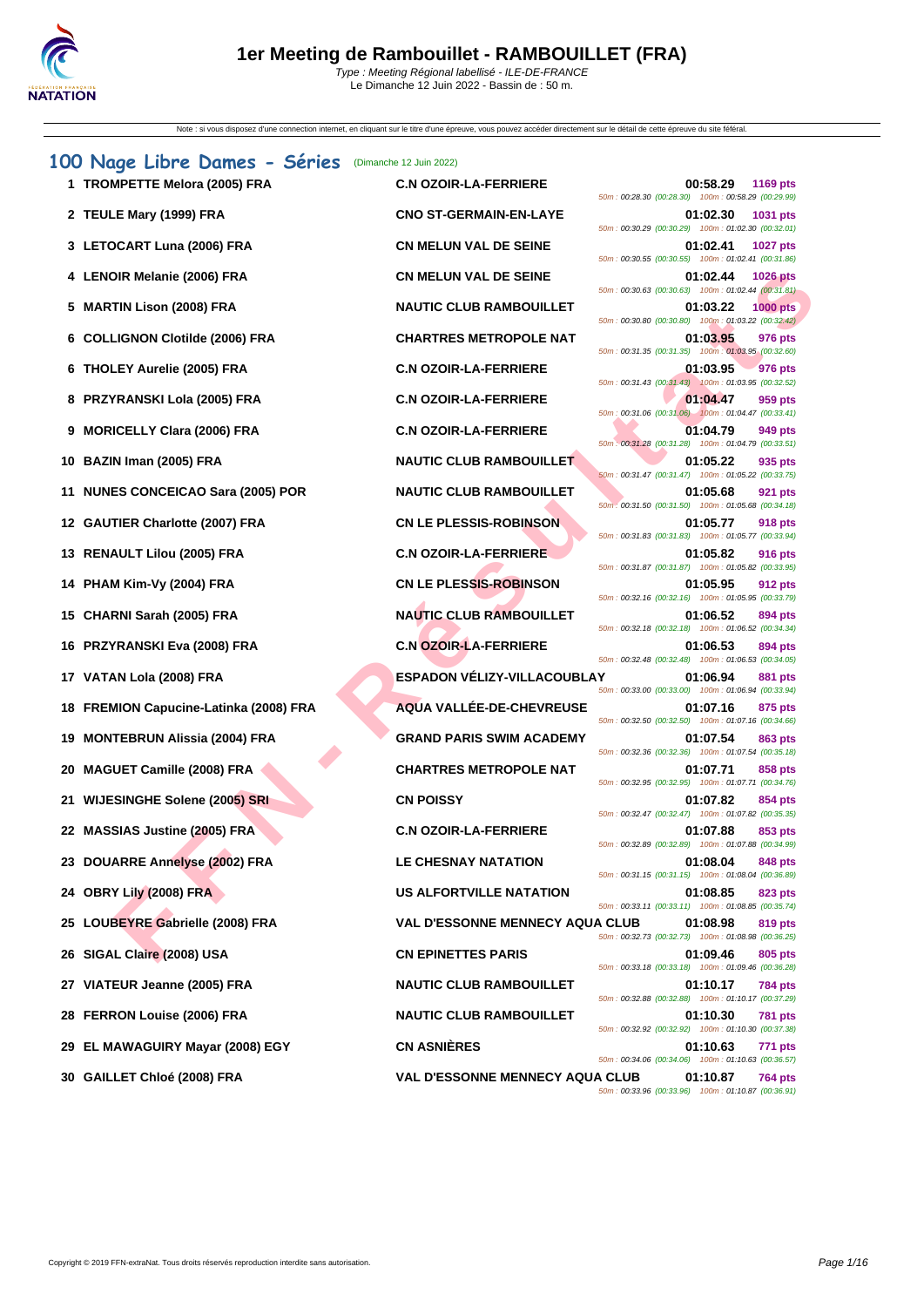# 1er Meeting de Rambouillet - RAMBOUILLET (FRA)

Type : Meeting Régional labellisé - ILE-DE-FRANCE
Le Dimanche 12 Juin 2022 - Bassin de : 50 m.

Note : si vous disposez d'une connexion internet, en cliquant sur le titre d'une épreuve, vous pouvez accéder directement sur le détail de cette épreuve du site féféral.

## 100 Nage Libre Dames - Séries (Dimanche 12 Juin 2022)

| Rang | Nom | Club | Temps | Points | Intermédiaires |
|---|---|---|---|---|---|
| 1 | TROMPETTE Melora (2005) FRA | C.N OZOIR-LA-FERRIERE | 00:58.29 | 1169 pts | 50m : 00:28.30 (00:28.30) 100m : 00:58.29 (00:29.99) |
| 2 | TEULE Mary (1999) FRA | CNO ST-GERMAIN-EN-LAYE | 01:02.30 | 1031 pts | 50m : 00:30.29 (00:30.29) 100m : 01:02.30 (00:32.01) |
| 3 | LETOCART Luna (2006) FRA | CN MELUN VAL DE SEINE | 01:02.41 | 1027 pts | 50m : 00:30.55 (00:30.55) 100m : 01:02.41 (00:31.86) |
| 4 | LENOIR Melanie (2006) FRA | CN MELUN VAL DE SEINE | 01:02.44 | 1026 pts | 50m : 00:30.63 (00:30.63) 100m : 01:02.44 (00:31.81) |
| 5 | MARTIN Lison (2008) FRA | NAUTIC CLUB RAMBOUILLET | 01:03.22 | 1000 pts | 50m : 00:30.80 (00:30.80) 100m : 01:03.22 (00:32.42) |
| 6 | COLLIGNON Clotilde (2006) FRA | CHARTRES METROPOLE NAT | 01:03.95 | 976 pts | 50m : 00:31.35 (00:31.35) 100m : 01:03.95 (00:32.60) |
| 6 | THOLEY Aurelie (2005) FRA | C.N OZOIR-LA-FERRIERE | 01:03.95 | 976 pts | 50m : 00:31.43 (00:31.43) 100m : 01:03.95 (00:32.52) |
| 8 | PRZYRANSKI Lola (2005) FRA | C.N OZOIR-LA-FERRIERE | 01:04.47 | 959 pts | 50m : 00:31.06 (00:31.06) 100m : 01:04.47 (00:33.41) |
| 9 | MORICELLY Clara (2006) FRA | C.N OZOIR-LA-FERRIERE | 01:04.79 | 949 pts | 50m : 00:31.28 (00:31.28) 100m : 01:04.79 (00:33.51) |
| 10 | BAZIN Iman (2005) FRA | NAUTIC CLUB RAMBOUILLET | 01:05.22 | 935 pts | 50m : 00:31.47 (00:31.47) 100m : 01:05.22 (00:33.75) |
| 11 | NUNES CONCEICAO Sara (2005) POR | NAUTIC CLUB RAMBOUILLET | 01:05.68 | 921 pts | 50m : 00:31.50 (00:31.50) 100m : 01:05.68 (00:34.18) |
| 12 | GAUTIER Charlotte (2007) FRA | CN LE PLESSIS-ROBINSON | 01:05.77 | 918 pts | 50m : 00:31.83 (00:31.83) 100m : 01:05.77 (00:33.94) |
| 13 | RENAULT Lilou (2005) FRA | C.N OZOIR-LA-FERRIERE | 01:05.82 | 916 pts | 50m : 00:31.87 (00:31.87) 100m : 01:05.82 (00:33.95) |
| 14 | PHAM Kim-Vy (2004) FRA | CN LE PLESSIS-ROBINSON | 01:05.95 | 912 pts | 50m : 00:32.16 (00:32.16) 100m : 01:05.95 (00:33.79) |
| 15 | CHARNI Sarah (2005) FRA | NAUTIC CLUB RAMBOUILLET | 01:06.52 | 894 pts | 50m : 00:32.18 (00:32.18) 100m : 01:06.52 (00:34.34) |
| 16 | PRZYRANSKI Eva (2008) FRA | C.N OZOIR-LA-FERRIERE | 01:06.53 | 894 pts | 50m : 00:32.48 (00:32.48) 100m : 01:06.53 (00:34.05) |
| 17 | VATAN Lola (2008) FRA | ESPADON VÉLIZY-VILLACOUBLAY | 01:06.94 | 881 pts | 50m : 00:33.00 (00:33.00) 100m : 01:06.94 (00:33.94) |
| 18 | FREMION Capucine-Latinka (2008) FRA | AQUA VALLÉE-DE-CHEVREUSE | 01:07.16 | 875 pts | 50m : 00:32.50 (00:32.50) 100m : 01:07.16 (00:34.66) |
| 19 | MONTEBRUN Alissia (2004) FRA | GRAND PARIS SWIM ACADEMY | 01:07.54 | 863 pts | 50m : 00:32.36 (00:32.36) 100m : 01:07.54 (00:35.18) |
| 20 | MAGUET Camille (2008) FRA | CHARTRES METROPOLE NAT | 01:07.71 | 858 pts | 50m : 00:32.95 (00:32.95) 100m : 01:07.71 (00:34.76) |
| 21 | WIJESINGHE Solene (2005) SRI | CN POISSY | 01:07.82 | 854 pts | 50m : 00:32.47 (00:32.47) 100m : 01:07.82 (00:35.35) |
| 22 | MASSIAS Justine (2005) FRA | C.N OZOIR-LA-FERRIERE | 01:07.88 | 853 pts | 50m : 00:32.89 (00:32.89) 100m : 01:07.88 (00:34.99) |
| 23 | DOUARRE Annelyse (2002) FRA | LE CHESNAY NATATION | 01:08.04 | 848 pts | 50m : 00:31.15 (00:31.15) 100m : 01:08.04 (00:36.89) |
| 24 | OBRY Lily (2008) FRA | US ALFORTVILLE NATATION | 01:08.85 | 823 pts | 50m : 00:33.11 (00:33.11) 100m : 01:08.85 (00:35.74) |
| 25 | LOUBEYRE Gabrielle (2008) FRA | VAL D'ESSONNE MENNECY AQUA CLUB | 01:08.98 | 819 pts | 50m : 00:32.73 (00:32.73) 100m : 01:08.98 (00:36.25) |
| 26 | SIGAL Claire (2008) USA | CN EPINETTES PARIS | 01:09.46 | 805 pts | 50m : 00:33.18 (00:33.18) 100m : 01:09.46 (00:36.28) |
| 27 | VIATEUR Jeanne (2005) FRA | NAUTIC CLUB RAMBOUILLET | 01:10.17 | 784 pts | 50m : 00:32.88 (00:32.88) 100m : 01:10.17 (00:37.29) |
| 28 | FERRON Louise (2006) FRA | NAUTIC CLUB RAMBOUILLET | 01:10.30 | 781 pts | 50m : 00:32.92 (00:32.92) 100m : 01:10.30 (00:37.38) |
| 29 | EL MAWAGUIRY Mayar (2008) EGY | CN ASNIÈRES | 01:10.63 | 771 pts | 50m : 00:34.06 (00:34.06) 100m : 01:10.63 (00:36.57) |
| 30 | GAILLET Chloé (2008) FRA | VAL D'ESSONNE MENNECY AQUA CLUB | 01:10.87 | 764 pts | 50m : 00:33.96 (00:33.96) 100m : 01:10.87 (00:36.91) |

Copyright © 2019 FFN-extraNat. Tous droits réservés reproduction interdite sans autorisation.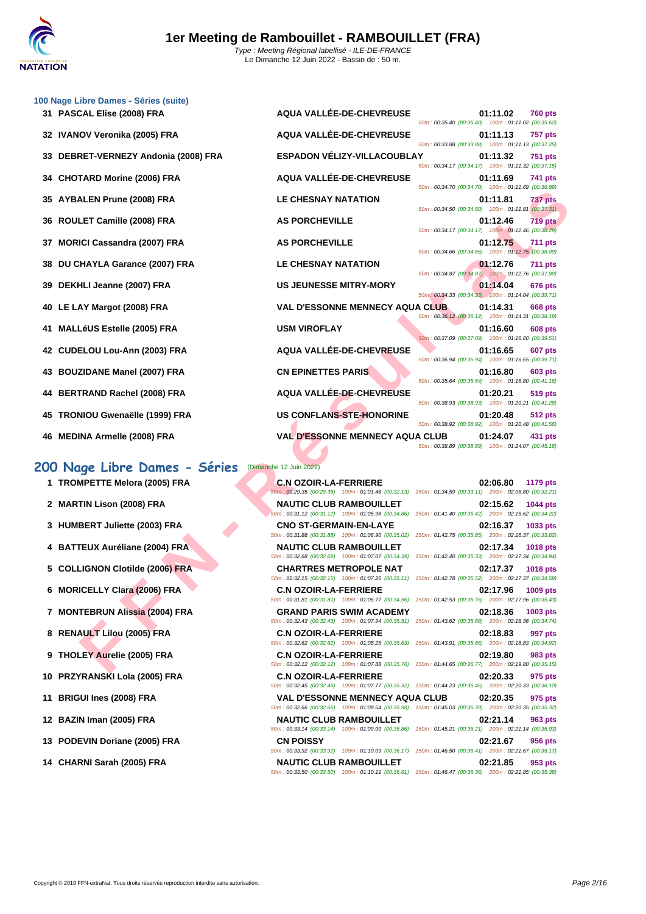### 100 Nage Libre Dames - Séries (suite)

| Rang | Nom | Club | Temps | Points | Intermédiaires |
|---|---|---|---|---|---|
| 31 | PASCAL Elise (2008) FRA | AQUA VALLÉE-DE-CHEVREUSE | 01:11.02 | 760 pts | 50m : 00:35.40 (00:35.40) 100m : 01:11.02 (00:35.62) |
| 32 | IVANOV Veronika (2005) FRA | AQUA VALLÉE-DE-CHEVREUSE | 01:11.13 | 757 pts | 50m : 00:33.88 (00:33.88) 100m : 01:11.13 (00:37.25) |
| 33 | DEBRET-VERNEZY Andonia (2008) FRA | ESPADON VÉLIZY-VILLACOUBLAY | 01:11.32 | 751 pts | 50m : 00:34.17 (00:34.17) 100m : 01:11.32 (00:37.15) |
| 34 | CHOTARD Morine (2006) FRA | AQUA VALLÉE-DE-CHEVREUSE | 01:11.69 | 741 pts | 50m : 00:34.70 (00:34.70) 100m : 01:11.69 (00:36.99) |
| 35 | AYBALEN Prune (2008) FRA | LE CHESNAY NATATION | 01:11.81 | 737 pts | 50m : 00:34.50 (00:34.50) 100m : 01:11.81 (00:37.31) |
| 36 | ROULET Camille (2008) FRA | AS PORCHEVILLE | 01:12.46 | 719 pts | 50m : 00:34.17 (00:34.17) 100m : 01:12.46 (00:38.29) |
| 37 | MORICI Cassandra (2007) FRA | AS PORCHEVILLE | 01:12.75 | 711 pts | 50m : 00:34.66 (00:34.66) 100m : 01:12.75 (00:38.09) |
| 38 | DU CHAYLA Garance (2007) FRA | LE CHESNAY NATATION | 01:12.76 | 711 pts | 50m : 00:34.87 (00:34.87) 100m : 01:12.76 (00:37.89) |
| 39 | DEKHLI Jeanne (2007) FRA | US JEUNESSE MITRY-MORY | 01:14.04 | 676 pts | 50m : 00:34.33 (00:34.33) 100m : 01:14.04 (00:39.71) |
| 40 | LE LAY Margot (2008) FRA | VAL D'ESSONNE MENNECY AQUA CLUB | 01:14.31 | 668 pts | 50m : 00:36.12 (00:36.12) 100m : 01:14.31 (00:38.19) |
| 41 | MALLéUS Estelle (2005) FRA | USM VIROFLAY | 01:16.60 | 608 pts | 50m : 00:37.09 (00:37.09) 100m : 01:16.60 (00:39.51) |
| 42 | CUDELOU Lou-Ann (2003) FRA | AQUA VALLÉE-DE-CHEVREUSE | 01:16.65 | 607 pts | 50m : 00:36.94 (00:36.94) 100m : 01:16.65 (00:39.71) |
| 43 | BOUZIDANE Manel (2007) FRA | CN EPINETTES PARIS | 01:16.80 | 603 pts | 50m : 00:35.64 (00:35.64) 100m : 01:16.80 (00:41.16) |
| 44 | BERTRAND Rachel (2008) FRA | AQUA VALLÉE-DE-CHEVREUSE | 01:20.21 | 519 pts | 50m : 00:38.93 (00:38.93) 100m : 01:20.21 (00:41.28) |
| 45 | TRONIOU Gwenaëlle (1999) FRA | US CONFLANS-STE-HONORINE | 01:20.48 | 512 pts | 50m : 00:38.92 (00:38.92) 100m : 01:20.48 (00:41.56) |
| 46 | MEDINA Armelle (2008) FRA | VAL D'ESSONNE MENNECY AQUA CLUB | 01:24.07 | 431 pts | 50m : 00:38.89 (00:38.89) 100m : 01:24.07 (00:45.18) |

## 200 Nage Libre Dames - Séries (Dimanche 12 Juin 2022)

| Rang | Nom | Club | Temps | Points | Intermédiaires |
|---|---|---|---|---|---|
| 1 | TROMPETTE Melora (2005) FRA | C.N OZOIR-LA-FERRIERE | 02:06.80 | 1179 pts | 50m : 00:29.35 (00:29.35) 100m : 01:01.48 (00:32.13) 150m : 01:34.59 (00:33.11) 200m : 02:06.80 (00:32.21) |
| 2 | MARTIN Lison (2008) FRA | NAUTIC CLUB RAMBOUILLET | 02:15.62 | 1044 pts | 50m : 00:31.12 (00:31.12) 100m : 01:05.98 (00:34.86) 150m : 01:41.40 (00:35.42) 200m : 02:15.62 (00:34.22) |
| 3 | HUMBERT Juliette (2003) FRA | CNO ST-GERMAIN-EN-LAYE | 02:16.37 | 1033 pts | 50m : 00:31.88 (00:31.88) 100m : 01:06.90 (00:35.02) 150m : 01:42.75 (00:35.85) 200m : 02:16.37 (00:33.62) |
| 4 | BATTEUX Auréliane (2004) FRA | NAUTIC CLUB RAMBOUILLET | 02:17.34 | 1018 pts | 50m : 00:32.68 (00:32.68) 100m : 01:07.07 (00:34.39) 150m : 01:42.40 (00:35.33) 200m : 02:17.34 (00:34.94) |
| 5 | COLLIGNON Clotilde (2006) FRA | CHARTRES METROPOLE NAT | 02:17.37 | 1018 pts | 50m : 00:32.15 (00:32.15) 100m : 01:07.26 (00:35.11) 150m : 01:42.78 (00:35.52) 200m : 02:17.37 (00:34.59) |
| 6 | MORICELLY Clara (2006) FRA | C.N OZOIR-LA-FERRIERE | 02:17.96 | 1009 pts | 50m : 00:31.81 (00:31.81) 100m : 01:06.77 (00:34.96) 150m : 01:42.53 (00:35.76) 200m : 02:17.96 (00:35.43) |
| 7 | MONTEBRUN Alissia (2004) FRA | GRAND PARIS SWIM ACADEMY | 02:18.36 | 1003 pts | 50m : 00:32.43 (00:32.43) 100m : 01:07.94 (00:35.51) 150m : 01:43.62 (00:35.68) 200m : 02:18.36 (00:34.74) |
| 8 | RENAULT Lilou (2005) FRA | C.N OZOIR-LA-FERRIERE | 02:18.83 | 997 pts | 50m : 00:32.62 (00:32.62) 100m : 01:08.25 (00:35.63) 150m : 01:43.91 (00:35.66) 200m : 02:18.83 (00:34.92) |
| 9 | THOLEY Aurelie (2005) FRA | C.N OZOIR-LA-FERRIERE | 02:19.80 | 983 pts | 50m : 00:32.12 (00:32.12) 100m : 01:07.88 (00:35.76) 150m : 01:44.65 (00:36.77) 200m : 02:19.80 (00:35.15) |
| 10 | PRZYRANSKI Lola (2005) FRA | C.N OZOIR-LA-FERRIERE | 02:20.33 | 975 pts | 50m : 00:32.45 (00:32.45) 100m : 01:07.77 (00:35.32) 150m : 01:44.23 (00:36.46) 200m : 02:20.33 (00:36.10) |
| 11 | BRIGUI Ines (2008) FRA | VAL D'ESSONNE MENNECY AQUA CLUB | 02:20.35 | 975 pts | 50m : 00:32.66 (00:32.66) 100m : 01:08.64 (00:35.98) 150m : 01:45.03 (00:36.39) 200m : 02:20.35 (00:35.32) |
| 12 | BAZIN Iman (2005) FRA | NAUTIC CLUB RAMBOUILLET | 02:21.14 | 963 pts | 50m : 00:33.14 (00:33.14) 100m : 01:09.00 (00:35.86) 150m : 01:45.21 (00:36.21) 200m : 02:21.14 (00:35.93) |
| 13 | PODEVIN Doriane (2005) FRA | CN POISSY | 02:21.67 | 956 pts | 50m : 00:33.92 (00:33.92) 100m : 01:10.09 (00:36.17) 150m : 01:46.50 (00:36.41) 200m : 02:21.67 (00:35.17) |
| 14 | CHARNI Sarah (2005) FRA | NAUTIC CLUB RAMBOUILLET | 02:21.85 | 953 pts | 50m : 00:33.50 (00:33.50) 100m : 01:10.11 (00:36.61) 150m : 01:46.47 (00:36.36) 200m : 02:21.85 (00:35.38) |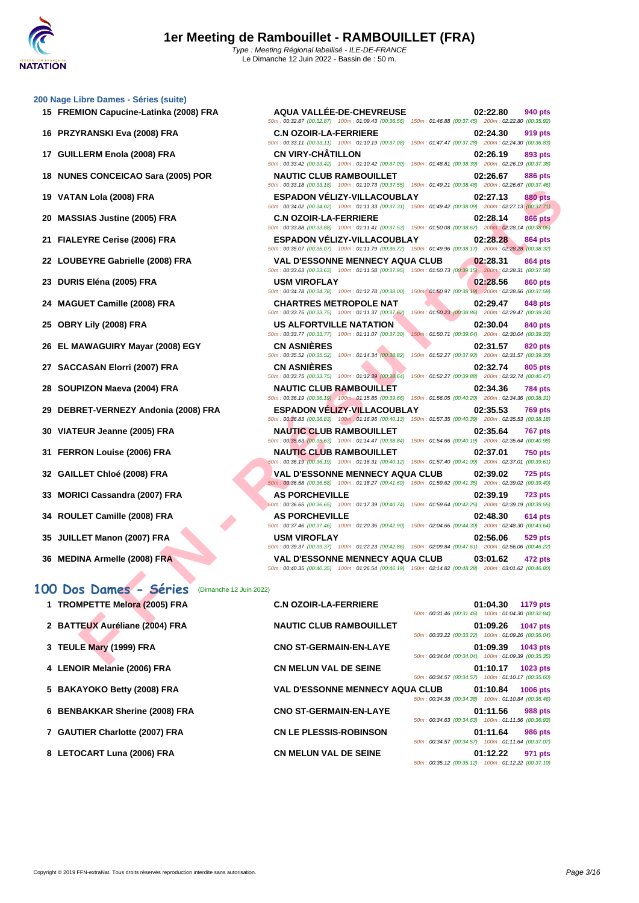### 200 Nage Libre Dames - Séries (suite)

| Rg | Nom | Club | Temps | Points | Splits |
|---|---|---|---|---|---|
| 15 | FREMION Capucine-Latinka (2008) FRA | AQUA VALLÉE-DE-CHEVREUSE | 02:22.80 | 940 pts | 50m : 00:32.87 (00:32.87) 100m : 01:09.43 (00:36.56) 150m : 01:46.88 (00:37.45) 200m : 02:22.80 (00:35.92) |
| 16 | PRZYRANSKI Eva (2008) FRA | C.N OZOIR-LA-FERRIERE | 02:24.30 | 919 pts | 50m : 00:33.11 (00:33.11) 100m : 01:10.19 (00:37.08) 150m : 01:47.47 (00:37.28) 200m : 02:24.30 (00:36.83) |
| 17 | GUILLERM Enola (2008) FRA | CN VIRY-CHÂTILLON | 02:26.19 | 893 pts | 50m : 00:33.42 (00:33.42) 100m : 01:10.42 (00:37.00) 150m : 01:48.81 (00:38.39) 200m : 02:26.19 (00:37.38) |
| 18 | NUNES CONCEICAO Sara (2005) POR | NAUTIC CLUB RAMBOUILLET | 02:26.67 | 886 pts | 50m : 00:33.18 (00:33.18) 100m : 01:10.73 (00:37.55) 150m : 01:49.21 (00:38.48) 200m : 02:26.67 (00:37.46) |
| 19 | VATAN Lola (2008) FRA | ESPADON VÉLIZY-VILLACOUBLAY | 02:27.13 | 880 pts | 50m : 00:34.02 (00:34.02) 100m : 01:11.33 (00:37.31) 150m : 01:49.42 (00:38.09) 200m : 02:27.13 (00:37.71) |
| 20 | MASSIAS Justine (2005) FRA | C.N OZOIR-LA-FERRIERE | 02:28.14 | 866 pts | 50m : 00:33.88 (00:33.88) 100m : 01:11.41 (00:37.53) 150m : 01:50.08 (00:38.67) 200m : 02:28.14 (00:38.06) |
| 21 | FIALEYRE Cerise (2006) FRA | ESPADON VÉLIZY-VILLACOUBLAY | 02:28.28 | 864 pts | 50m : 00:35.07 (00:35.07) 100m : 01:11.79 (00:36.72) 150m : 01:49.96 (00:38.17) 200m : 02:28.28 (00:38.32) |
| 22 | LOUBEYRE Gabrielle (2008) FRA | VAL D'ESSONNE MENNECY AQUA CLUB | 02:28.31 | 864 pts | 50m : 00:33.63 (00:33.63) 100m : 01:11.58 (00:37.95) 150m : 01:50.73 (00:39.15) 200m : 02:28.31 (00:37.58) |
| 23 | DURIS Eléna (2005) FRA | USM VIROFLAY | 02:28.56 | 860 pts | 50m : 00:34.78 (00:34.78) 100m : 01:12.78 (00:38.00) 150m : 01:50.97 (00:38.19) 200m : 02:28.56 (00:37.59) |
| 24 | MAGUET Camille (2008) FRA | CHARTRES METROPOLE NAT | 02:29.47 | 848 pts | 50m : 00:33.75 (00:33.75) 100m : 01:11.37 (00:37.62) 150m : 01:50.23 (00:38.86) 200m : 02:29.47 (00:39.24) |
| 25 | OBRY Lily (2008) FRA | US ALFORTVILLE NATATION | 02:30.04 | 840 pts | 50m : 00:33.77 (00:33.77) 100m : 01:11.07 (00:37.30) 150m : 01:50.71 (00:39.64) 200m : 02:30.04 (00:39.33) |
| 26 | EL MAWAGUIRY Mayar (2008) EGY | CN ASNIÈRES | 02:31.57 | 820 pts | 50m : 00:35.52 (00:35.52) 100m : 01:14.34 (00:38.82) 150m : 01:52.27 (00:37.93) 200m : 02:31.57 (00:39.30) |
| 27 | SACCASAN Elorri (2007) FRA | CN ASNIÈRES | 02:32.74 | 805 pts | 50m : 00:33.75 (00:33.75) 100m : 01:12.39 (00:38.64) 150m : 01:52.27 (00:39.88) 200m : 02:32.74 (00:40.47) |
| 28 | SOUPIZON Maeva (2004) FRA | NAUTIC CLUB RAMBOUILLET | 02:34.36 | 784 pts | 50m : 00:36.19 (00:36.19) 100m : 01:15.85 (00:39.66) 150m : 01:56.05 (00:40.20) 200m : 02:34.36 (00:38.31) |
| 29 | DEBRET-VERNEZY Andonia (2008) FRA | ESPADON VÉLIZY-VILLACOUBLAY | 02:35.53 | 769 pts | 50m : 00:36.83 (00:36.83) 100m : 01:16.96 (00:40.13) 150m : 01:57.35 (00:40.39) 200m : 02:35.53 (00:38.18) |
| 30 | VIATEUR Jeanne (2005) FRA | NAUTIC CLUB RAMBOUILLET | 02:35.64 | 767 pts | 50m : 00:35.63 (00:35.63) 100m : 01:14.47 (00:38.84) 150m : 01:54.66 (00:40.19) 200m : 02:35.64 (00:40.98) |
| 31 | FERRON Louise (2006) FRA | NAUTIC CLUB RAMBOUILLET | 02:37.01 | 750 pts | 50m : 00:36.19 (00:36.19) 100m : 01:16.31 (00:40.12) 150m : 01:57.40 (00:41.09) 200m : 02:37.01 (00:39.61) |
| 32 | GAILLET Chloé (2008) FRA | VAL D'ESSONNE MENNECY AQUA CLUB | 02:39.02 | 725 pts | 50m : 00:36.58 (00:36.58) 100m : 01:18.27 (00:41.69) 150m : 01:59.62 (00:41.35) 200m : 02:39.02 (00:39.40) |
| 33 | MORICI Cassandra (2007) FRA | AS PORCHEVILLE | 02:39.19 | 723 pts | 50m : 00:36.65 (00:36.65) 100m : 01:17.39 (00:40.74) 150m : 01:59.64 (00:42.25) 200m : 02:39.19 (00:39.55) |
| 34 | ROULET Camille (2008) FRA | AS PORCHEVILLE | 02:48.30 | 614 pts | 50m : 00:37.46 (00:37.46) 100m : 01:20.36 (00:42.90) 150m : 02:04.66 (00:44.30) 200m : 02:48.30 (00:43.64) |
| 35 | JUILLET Manon (2007) FRA | USM VIROFLAY | 02:56.06 | 529 pts | 50m : 00:39.37 (00:39.37) 100m : 01:22.23 (00:42.86) 150m : 02:09.84 (00:47.61) 200m : 02:56.06 (00:46.22) |
| 36 | MEDINA Armelle (2008) FRA | VAL D'ESSONNE MENNECY AQUA CLUB | 03:01.62 | 472 pts | 50m : 00:40.35 (00:40.35) 100m : 01:26.54 (00:46.19) 150m : 02:14.82 (00:48.28) 200m : 03:01.62 (00:46.80) |

## 100 Dos Dames - Séries (Dimanche 12 Juin 2022)

| Rg | Nom | Club | Temps | Points | Splits |
|---|---|---|---|---|---|
| 1 | TROMPETTE Melora (2005) FRA | C.N OZOIR-LA-FERRIERE | 01:04.30 | 1179 pts | 50m : 00:31.46 (00:31.46) 100m : 01:04.30 (00:32.84) |
| 2 | BATTEUX Auréliane (2004) FRA | NAUTIC CLUB RAMBOUILLET | 01:09.26 | 1047 pts | 50m : 00:33.22 (00:33.22) 100m : 01:09.26 (00:36.04) |
| 3 | TEULE Mary (1999) FRA | CNO ST-GERMAIN-EN-LAYE | 01:09.39 | 1043 pts | 50m : 00:34.04 (00:34.04) 100m : 01:09.39 (00:35.35) |
| 4 | LENOIR Melanie (2006) FRA | CN MELUN VAL DE SEINE | 01:10.17 | 1023 pts | 50m : 00:34.57 (00:34.57) 100m : 01:10.17 (00:35.60) |
| 5 | BAKAYOKO Betty (2008) FRA | VAL D'ESSONNE MENNECY AQUA CLUB | 01:10.84 | 1006 pts | 50m : 00:34.38 (00:34.38) 100m : 01:10.84 (00:36.46) |
| 6 | BENBAKKAR Sherine (2008) FRA | CNO ST-GERMAIN-EN-LAYE | 01:11.56 | 988 pts | 50m : 00:34.63 (00:34.63) 100m : 01:11.56 (00:36.93) |
| 7 | GAUTIER Charlotte (2007) FRA | CN LE PLESSIS-ROBINSON | 01:11.64 | 986 pts | 50m : 00:34.57 (00:34.57) 100m : 01:11.64 (00:37.07) |
| 8 | LETOCART Luna (2006) FRA | CN MELUN VAL DE SEINE | 01:12.22 | 971 pts | 50m : 00:35.12 (00:35.12) 100m : 01:12.22 (00:37.10) |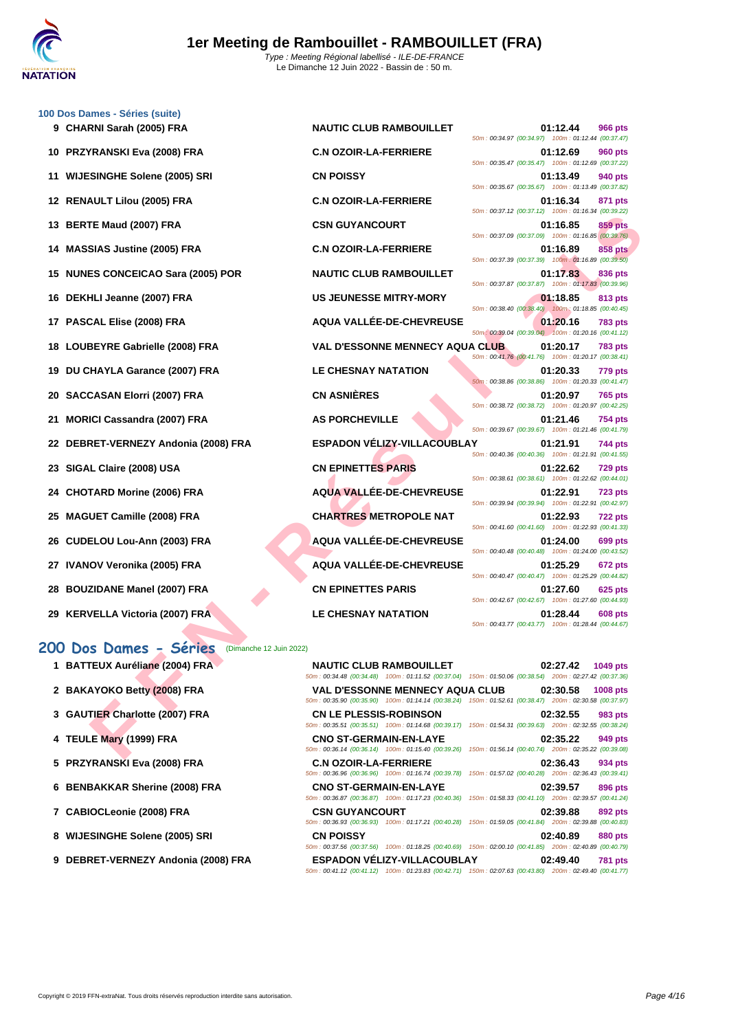# 1er Meeting de Rambouillet - RAMBOUILLET (FRA)

Type : Meeting Régional labellisé - ILE-DE-FRANCE
Le Dimanche 12 Juin 2022 - Bassin de : 50 m.

## 100 Dos Dames - Séries (suite)

| Rang | Nom | Club | Temps | Points | Splits |
|---|---|---|---|---|---|
| 9 | CHARNI Sarah (2005) FRA | NAUTIC CLUB RAMBOUILLET | 01:12.44 | 966 pts | 50m : 00:34.97 (00:34.97) 100m : 01:12.44 (00:37.47) |
| 10 | PRZYRANSKI Eva (2008) FRA | C.N OZOIR-LA-FERRIERE | 01:12.69 | 960 pts | 50m : 00:35.47 (00:35.47) 100m : 01:12.69 (00:37.22) |
| 11 | WIJESINGHE Solene (2005) SRI | CN POISSY | 01:13.49 | 940 pts | 50m : 00:35.67 (00:35.67) 100m : 01:13.49 (00:37.82) |
| 12 | RENAULT Lilou (2005) FRA | C.N OZOIR-LA-FERRIERE | 01:16.34 | 871 pts | 50m : 00:37.12 (00:37.12) 100m : 01:16.34 (00:39.22) |
| 13 | BERTE Maud (2007) FRA | CSN GUYANCOURT | 01:16.85 | 859 pts | 50m : 00:37.09 (00:37.09) 100m : 01:16.85 (00:39.76) |
| 14 | MASSIAS Justine (2005) FRA | C.N OZOIR-LA-FERRIERE | 01:16.89 | 858 pts | 50m : 00:37.39 (00:37.39) 100m : 01:16.89 (00:39.50) |
| 15 | NUNES CONCEICAO Sara (2005) POR | NAUTIC CLUB RAMBOUILLET | 01:17.83 | 836 pts | 50m : 00:37.87 (00:37.87) 100m : 01:17.83 (00:39.96) |
| 16 | DEKHLI Jeanne (2007) FRA | US JEUNESSE MITRY-MORY | 01:18.85 | 813 pts | 50m : 00:38.40 (00:38.40) 100m : 01:18.85 (00:40.45) |
| 17 | PASCAL Elise (2008) FRA | AQUA VALLÉE-DE-CHEVREUSE | 01:20.16 | 783 pts | 50m : 00:39.04 (00:39.04) 100m : 01:20.16 (00:41.12) |
| 18 | LOUBEYRE Gabrielle (2008) FRA | VAL D'ESSONNE MENNECY AQUA CLUB | 01:20.17 | 783 pts | 50m : 00:41.76 (00:41.76) 100m : 01:20.17 (00:38.41) |
| 19 | DU CHAYLA Garance (2007) FRA | LE CHESNAY NATATION | 01:20.33 | 779 pts | 50m : 00:38.86 (00:38.86) 100m : 01:20.33 (00:41.47) |
| 20 | SACCASAN Elorri (2007) FRA | CN ASNIÈRES | 01:20.97 | 765 pts | 50m : 00:38.72 (00:38.72) 100m : 01:20.97 (00:42.25) |
| 21 | MORICI Cassandra (2007) FRA | AS PORCHEVILLE | 01:21.46 | 754 pts | 50m : 00:39.67 (00:39.67) 100m : 01:21.46 (00:41.79) |
| 22 | DEBRET-VERNEZY Andonia (2008) FRA | ESPADON VÉLIZY-VILLACOUBLAY | 01:21.91 | 744 pts | 50m : 00:40.36 (00:40.36) 100m : 01:21.91 (00:41.55) |
| 23 | SIGAL Claire (2008) USA | CN EPINETTES PARIS | 01:22.62 | 729 pts | 50m : 00:38.61 (00:38.61) 100m : 01:22.62 (00:44.01) |
| 24 | CHOTARD Morine (2006) FRA | AQUA VALLÉE-DE-CHEVREUSE | 01:22.91 | 723 pts | 50m : 00:39.94 (00:39.94) 100m : 01:22.91 (00:42.97) |
| 25 | MAGUET Camille (2008) FRA | CHARTRES METROPOLE NAT | 01:22.93 | 722 pts | 50m : 00:41.60 (00:41.60) 100m : 01:22.93 (00:41.33) |
| 26 | CUDELOU Lou-Ann (2003) FRA | AQUA VALLÉE-DE-CHEVREUSE | 01:24.00 | 699 pts | 50m : 00:40.48 (00:40.48) 100m : 01:24.00 (00:43.52) |
| 27 | IVANOV Veronika (2005) FRA | AQUA VALLÉE-DE-CHEVREUSE | 01:25.29 | 672 pts | 50m : 00:40.47 (00:40.47) 100m : 01:25.29 (00:44.82) |
| 28 | BOUZIDANE Manel (2007) FRA | CN EPINETTES PARIS | 01:27.60 | 625 pts | 50m : 00:42.67 (00:42.67) 100m : 01:27.60 (00:44.93) |
| 29 | KERVELLA Victoria (2007) FRA | LE CHESNAY NATATION | 01:28.44 | 608 pts | 50m : 00:43.77 (00:43.77) 100m : 01:28.44 (00:44.67) |

## 200 Dos Dames - Séries (Dimanche 12 Juin 2022)

| Rang | Nom | Club | Temps | Points | Splits |
|---|---|---|---|---|---|
| 1 | BATTEUX Auréliane (2004) FRA | NAUTIC CLUB RAMBOUILLET | 02:27.42 | 1049 pts | 50m : 00:34.48 (00:34.48) 100m : 01:11.52 (00:37.04) 150m : 01:50.06 (00:38.54) 200m : 02:27.42 (00:37.36) |
| 2 | BAKAYOKO Betty (2008) FRA | VAL D'ESSONNE MENNECY AQUA CLUB | 02:30.58 | 1008 pts | 50m : 00:35.90 (00:35.90) 100m : 01:14.14 (00:38.24) 150m : 01:52.61 (00:38.47) 200m : 02:30.58 (00:37.97) |
| 3 | GAUTIER Charlotte (2007) FRA | CN LE PLESSIS-ROBINSON | 02:32.55 | 983 pts | 50m : 00:35.51 (00:35.51) 100m : 01:14.68 (00:39.17) 150m : 01:54.31 (00:39.63) 200m : 02:32.55 (00:38.24) |
| 4 | TEULE Mary (1999) FRA | CNO ST-GERMAIN-EN-LAYE | 02:35.22 | 949 pts | 50m : 00:36.14 (00:36.14) 100m : 01:15.40 (00:39.26) 150m : 01:56.14 (00:40.74) 200m : 02:35.22 (00:39.08) |
| 5 | PRZYRANSKI Eva (2008) FRA | C.N OZOIR-LA-FERRIERE | 02:36.43 | 934 pts | 50m : 00:36.96 (00:36.96) 100m : 01:16.74 (00:39.78) 150m : 01:57.02 (00:40.28) 200m : 02:36.43 (00:39.41) |
| 6 | BENBAKKAR Sherine (2008) FRA | CNO ST-GERMAIN-EN-LAYE | 02:39.57 | 896 pts | 50m : 00:36.87 (00:36.87) 100m : 01:17.23 (00:40.36) 150m : 01:58.33 (00:41.10) 200m : 02:39.57 (00:41.24) |
| 7 | CABIOCLeonie (2008) FRA | CSN GUYANCOURT | 02:39.88 | 892 pts | 50m : 00:36.93 (00:36.93) 100m : 01:17.21 (00:40.28) 150m : 01:59.05 (00:41.84) 200m : 02:39.88 (00:40.83) |
| 8 | WIJESINGHE Solene (2005) SRI | CN POISSY | 02:40.89 | 880 pts | 50m : 00:37.56 (00:37.56) 100m : 01:18.25 (00:40.69) 150m : 02:00.10 (00:41.85) 200m : 02:40.89 (00:40.79) |
| 9 | DEBRET-VERNEZY Andonia (2008) FRA | ESPADON VÉLIZY-VILLACOUBLAY | 02:49.40 | 781 pts | 50m : 00:41.12 (00:41.12) 100m : 01:23.83 (00:42.71) 150m : 02:07.63 (00:43.80) 200m : 02:49.40 (00:41.77) |

Copyright © 2019 FFN-extraNat. Tous droits réservés reproduction interdite sans autorisation.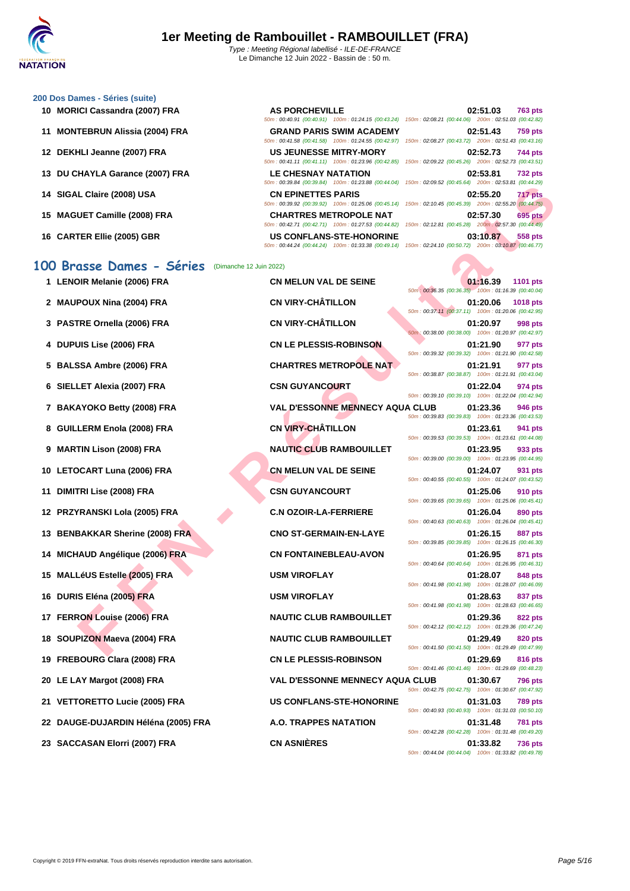### 200 Dos Dames - Séries (suite)

| Place | Nom | Club | Temps | Points |
|---|---|---|---|---|
| 10 | MORICI Cassandra (2007) FRA | AS PORCHEVILLE | 02:51.03 | 763 pts |
| | | 50m : 00:40.91 (00:40.91) 100m : 01:24.15 (00:43.24) 150m : 02:08.21 (00:44.06) 200m : 02:51.03 (00:42.82) | | |
| 11 | MONTEBRUN Alissia (2004) FRA | GRAND PARIS SWIM ACADEMY | 02:51.43 | 759 pts |
| | | 50m : 00:41.58 (00:41.58) 100m : 01:24.55 (00:42.97) 150m : 02:08.27 (00:43.72) 200m : 02:51.43 (00:43.16) | | |
| 12 | DEKHLI Jeanne (2007) FRA | US JEUNESSE MITRY-MORY | 02:52.73 | 744 pts |
| | | 50m : 00:41.11 (00:41.11) 100m : 01:23.96 (00:42.85) 150m : 02:09.22 (00:45.26) 200m : 02:52.73 (00:43.51) | | |
| 13 | DU CHAYLA Garance (2007) FRA | LE CHESNAY NATATION | 02:53.81 | 732 pts |
| | | 50m : 00:39.84 (00:39.84) 100m : 01:23.88 (00:44.04) 150m : 02:09.52 (00:45.64) 200m : 02:53.81 (00:44.29) | | |
| 14 | SIGAL Claire (2008) USA | CN EPINETTES PARIS | 02:55.20 | 717 pts |
| | | 50m : 00:39.92 (00:39.92) 100m : 01:25.06 (00:45.14) 150m : 02:10.45 (00:45.39) 200m : 02:55.20 (00:44.75) | | |
| 15 | MAGUET Camille (2008) FRA | CHARTRES METROPOLE NAT | 02:57.30 | 695 pts |
| | | 50m : 00:42.71 (00:42.71) 100m : 01:27.53 (00:44.82) 150m : 02:12.81 (00:45.28) 200m : 02:57.30 (00:44.49) | | |
| 16 | CARTER Ellie (2005) GBR | US CONFLANS-STE-HONORINE | 03:10.87 | 558 pts |
| | | 50m : 00:44.24 (00:44.24) 100m : 01:33.38 (00:49.14) 150m : 02:24.10 (00:50.72) 200m : 03:10.87 (00:46.77) | | |

## 100 Brasse Dames - Séries (Dimanche 12 Juin 2022)

| Place | Nom | Club | Temps | Points |
|---|---|---|---|---|
| 1 | LENOIR Melanie (2006) FRA | CN MELUN VAL DE SEINE | 01:16.39 | 1101 pts |
| | | 50m : 00:36.35 (00:36.35) 100m : 01:16.39 (00:40.04) | | |
| 2 | MAUPOUX Nina (2004) FRA | CN VIRY-CHÂTILLON | 01:20.06 | 1018 pts |
| | | 50m : 00:37.11 (00:37.11) 100m : 01:20.06 (00:42.95) | | |
| 3 | PASTRE Ornella (2006) FRA | CN VIRY-CHÂTILLON | 01:20.97 | 998 pts |
| | | 50m : 00:38.00 (00:38.00) 100m : 01:20.97 (00:42.97) | | |
| 4 | DUPUIS Lise (2006) FRA | CN LE PLESSIS-ROBINSON | 01:21.90 | 977 pts |
| | | 50m : 00:39.32 (00:39.32) 100m : 01:21.90 (00:42.58) | | |
| 5 | BALSSA Ambre (2006) FRA | CHARTRES METROPOLE NAT | 01:21.91 | 977 pts |
| | | 50m : 00:38.87 (00:38.87) 100m : 01:21.91 (00:43.04) | | |
| 6 | SIELLET Alexia (2007) FRA | CSN GUYANCOURT | 01:22.04 | 974 pts |
| | | 50m : 00:39.10 (00:39.10) 100m : 01:22.04 (00:42.94) | | |
| 7 | BAKAYOKO Betty (2008) FRA | VAL D'ESSONNE MENNECY AQUA CLUB | 01:23.36 | 946 pts |
| | | 50m : 00:39.83 (00:39.83) 100m : 01:23.36 (00:43.53) | | |
| 8 | GUILLERM Enola (2008) FRA | CN VIRY-CHÂTILLON | 01:23.61 | 941 pts |
| | | 50m : 00:39.53 (00:39.53) 100m : 01:23.61 (00:44.08) | | |
| 9 | MARTIN Lison (2008) FRA | NAUTIC CLUB RAMBOUILLET | 01:23.95 | 933 pts |
| | | 50m : 00:39.00 (00:39.00) 100m : 01:23.95 (00:44.95) | | |
| 10 | LETOCART Luna (2006) FRA | CN MELUN VAL DE SEINE | 01:24.07 | 931 pts |
| | | 50m : 00:40.55 (00:40.55) 100m : 01:24.07 (00:43.52) | | |
| 11 | DIMITRI Lise (2008) FRA | CSN GUYANCOURT | 01:25.06 | 910 pts |
| | | 50m : 00:39.65 (00:39.65) 100m : 01:25.06 (00:45.41) | | |
| 12 | PRZYRANSKI Lola (2005) FRA | C.N OZOIR-LA-FERRIERE | 01:26.04 | 890 pts |
| | | 50m : 00:40.63 (00:40.63) 100m : 01:26.04 (00:45.41) | | |
| 13 | BENBAKKAR Sherine (2008) FRA | CNO ST-GERMAIN-EN-LAYE | 01:26.15 | 887 pts |
| | | 50m : 00:39.85 (00:39.85) 100m : 01:26.15 (00:46.30) | | |
| 14 | MICHAUD Angélique (2006) FRA | CN FONTAINEBLEAU-AVON | 01:26.95 | 871 pts |
| | | 50m : 00:40.64 (00:40.64) 100m : 01:26.95 (00:46.31) | | |
| 15 | MALLéUS Estelle (2005) FRA | USM VIROFLAY | 01:28.07 | 848 pts |
| | | 50m : 00:41.98 (00:41.98) 100m : 01:28.07 (00:46.09) | | |
| 16 | DURIS Eléna (2005) FRA | USM VIROFLAY | 01:28.63 | 837 pts |
| | | 50m : 00:41.98 (00:41.98) 100m : 01:28.63 (00:46.65) | | |
| 17 | FERRON Louise (2006) FRA | NAUTIC CLUB RAMBOUILLET | 01:29.36 | 822 pts |
| | | 50m : 00:42.12 (00:42.12) 100m : 01:29.36 (00:47.24) | | |
| 18 | SOUPIZON Maeva (2004) FRA | NAUTIC CLUB RAMBOUILLET | 01:29.49 | 820 pts |
| | | 50m : 00:41.50 (00:41.50) 100m : 01:29.49 (00:47.99) | | |
| 19 | FREBOURG Clara (2008) FRA | CN LE PLESSIS-ROBINSON | 01:29.69 | 816 pts |
| | | 50m : 00:41.46 (00:41.46) 100m : 01:29.69 (00:48.23) | | |
| 20 | LE LAY Margot (2008) FRA | VAL D'ESSONNE MENNECY AQUA CLUB | 01:30.67 | 796 pts |
| | | 50m : 00:42.75 (00:42.75) 100m : 01:30.67 (00:47.92) | | |
| 21 | VETTORETTO Lucie (2005) FRA | US CONFLANS-STE-HONORINE | 01:31.03 | 789 pts |
| | | 50m : 00:40.93 (00:40.93) 100m : 01:31.03 (00:50.10) | | |
| 22 | DAUGE-DUJARDIN Héléna (2005) FRA | A.O. TRAPPES NATATION | 01:31.48 | 781 pts |
| | | 50m : 00:42.28 (00:42.28) 100m : 01:31.48 (00:49.20) | | |
| 23 | SACCASAN Elorri (2007) FRA | CN ASNIÈRES | 01:33.82 | 736 pts |
| | | 50m : 00:44.04 (00:44.04) 100m : 01:33.82 (00:49.78) | | |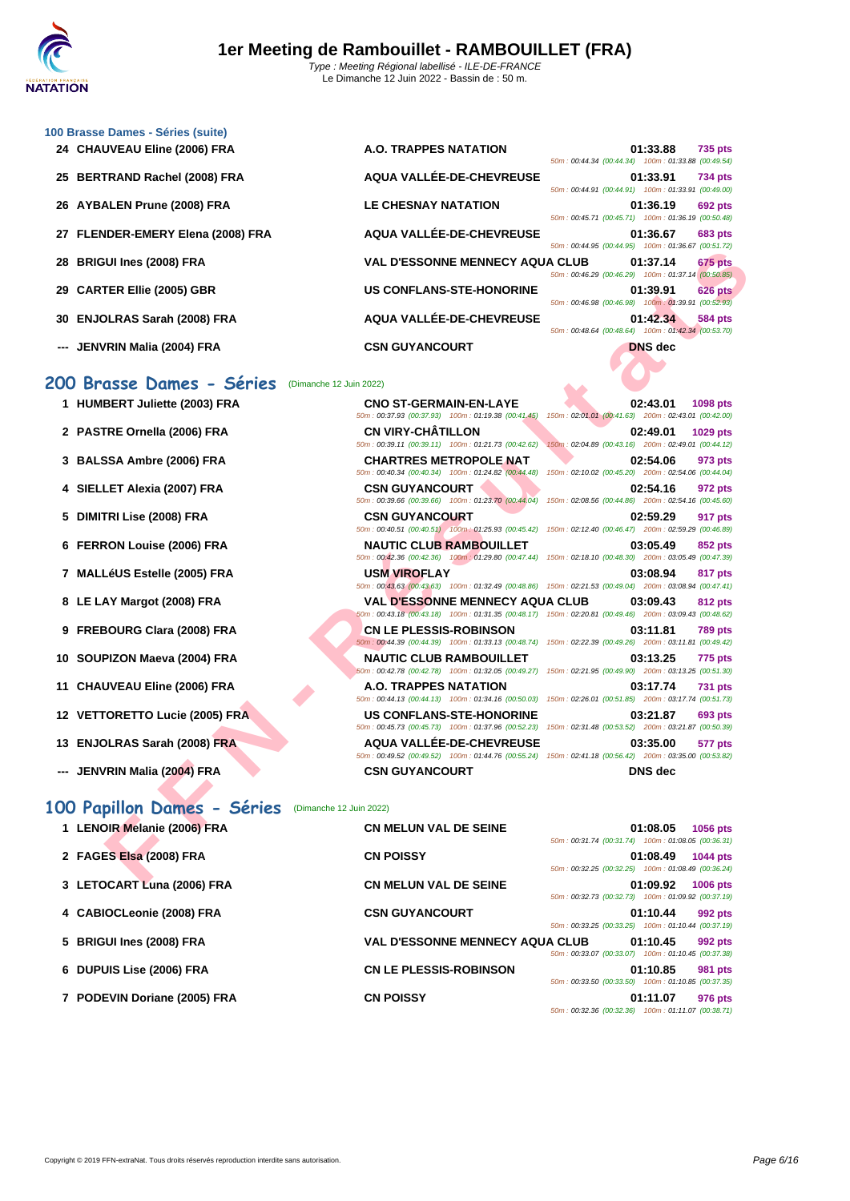# 1er Meeting de Rambouillet - RAMBOUILLET (FRA)

*Type : Meeting Régional labellisé - ILE-DE-FRANCE*
Le Dimanche 12 Juin 2022 - Bassin de : 50 m.

### 100 Brasse Dames - Séries (suite)

| Rang | Nom | Club | Temps | Points | Splits |
|---|---|---|---|---|---|
| 24 | CHAUVEAU Eline (2006) FRA | A.O. TRAPPES NATATION | 01:33.88 | 735 pts | 50m : 00:44.34 (00:44.34) 100m : 01:33.88 (00:49.54) |
| 25 | BERTRAND Rachel (2008) FRA | AQUA VALLÉE-DE-CHEVREUSE | 01:33.91 | 734 pts | 50m : 00:44.91 (00:44.91) 100m : 01:33.91 (00:49.00) |
| 26 | AYBALEN Prune (2008) FRA | LE CHESNAY NATATION | 01:36.19 | 692 pts | 50m : 00:45.71 (00:45.71) 100m : 01:36.19 (00:50.48) |
| 27 | FLENDER-EMERY Elena (2008) FRA | AQUA VALLÉE-DE-CHEVREUSE | 01:36.67 | 683 pts | 50m : 00:44.95 (00:44.95) 100m : 01:36.67 (00:51.72) |
| 28 | BRIGUI Ines (2008) FRA | VAL D'ESSONNE MENNECY AQUA CLUB | 01:37.14 | 675 pts | 50m : 00:46.29 (00:46.29) 100m : 01:37.14 (00:50.85) |
| 29 | CARTER Ellie (2005) GBR | US CONFLANS-STE-HONORINE | 01:39.91 | 626 pts | 50m : 00:46.98 (00:46.98) 100m : 01:39.91 (00:52.93) |
| 30 | ENJOLRAS Sarah (2008) FRA | AQUA VALLÉE-DE-CHEVREUSE | 01:42.34 | 584 pts | 50m : 00:48.64 (00:48.64) 100m : 01:42.34 (00:53.70) |
| --- | JENVRIN Malia (2004) FRA | CSN GUYANCOURT | DNS dec | | |

## 200 Brasse Dames - Séries (Dimanche 12 Juin 2022)

| Rang | Nom | Club | Temps | Points | Splits |
|---|---|---|---|---|---|
| 1 | HUMBERT Juliette (2003) FRA | CNO ST-GERMAIN-EN-LAYE | 02:43.01 | 1098 pts | 50m : 00:37.93 (00:37.93) 100m : 01:19.38 (00:41.45) 150m : 02:01.01 (00:41.63) 200m : 02:43.01 (00:42.00) |
| 2 | PASTRE Ornella (2006) FRA | CN VIRY-CHÂTILLON | 02:49.01 | 1029 pts | 50m : 00:39.11 (00:39.11) 100m : 01:21.73 (00:42.62) 150m : 02:04.89 (00:43.16) 200m : 02:49.01 (00:44.12) |
| 3 | BALSSA Ambre (2006) FRA | CHARTRES METROPOLE NAT | 02:54.06 | 973 pts | 50m : 00:40.34 (00:40.34) 100m : 01:24.82 (00:44.48) 150m : 02:10.02 (00:45.20) 200m : 02:54.06 (00:44.04) |
| 4 | SIELLET Alexia (2007) FRA | CSN GUYANCOURT | 02:54.16 | 972 pts | 50m : 00:39.66 (00:39.66) 100m : 01:23.70 (00:44.04) 150m : 02:08.56 (00:44.86) 200m : 02:54.16 (00:45.60) |
| 5 | DIMITRI Lise (2008) FRA | CSN GUYANCOURT | 02:59.29 | 917 pts | 50m : 00:40.51 (00:40.51) 100m : 01:25.93 (00:45.42) 150m : 02:12.40 (00:46.47) 200m : 02:59.29 (00:46.89) |
| 6 | FERRON Louise (2006) FRA | NAUTIC CLUB RAMBOUILLET | 03:05.49 | 852 pts | 50m : 00:42.36 (00:42.36) 100m : 01:29.80 (00:47.44) 150m : 02:18.10 (00:48.30) 200m : 03:05.49 (00:47.39) |
| 7 | MALLéUS Estelle (2005) FRA | USM VIROFLAY | 03:08.94 | 817 pts | 50m : 00:43.63 (00:43.63) 100m : 01:32.49 (00:48.86) 150m : 02:21.53 (00:49.04) 200m : 03:08.94 (00:47.41) |
| 8 | LE LAY Margot (2008) FRA | VAL D'ESSONNE MENNECY AQUA CLUB | 03:09.43 | 812 pts | 50m : 00:43.18 (00:43.18) 100m : 01:31.35 (00:48.17) 150m : 02:20.81 (00:49.46) 200m : 03:09.43 (00:48.62) |
| 9 | FREBOURG Clara (2008) FRA | CN LE PLESSIS-ROBINSON | 03:11.81 | 789 pts | 50m : 00:44.39 (00:44.39) 100m : 01:33.13 (00:48.74) 150m : 02:22.39 (00:49.26) 200m : 03:11.81 (00:49.42) |
| 10 | SOUPIZON Maeva (2004) FRA | NAUTIC CLUB RAMBOUILLET | 03:13.25 | 775 pts | 50m : 00:42.78 (00:42.78) 100m : 01:32.05 (00:49.27) 150m : 02:21.95 (00:49.90) 200m : 03:13.25 (00:51.30) |
| 11 | CHAUVEAU Eline (2006) FRA | A.O. TRAPPES NATATION | 03:17.74 | 731 pts | 50m : 00:44.13 (00:44.13) 100m : 01:34.16 (00:50.03) 150m : 02:26.01 (00:51.85) 200m : 03:17.74 (00:51.73) |
| 12 | VETTORETTO Lucie (2005) FRA | US CONFLANS-STE-HONORINE | 03:21.87 | 693 pts | 50m : 00:45.73 (00:45.73) 100m : 01:37.96 (00:52.23) 150m : 02:31.48 (00:53.52) 200m : 03:21.87 (00:50.39) |
| 13 | ENJOLRAS Sarah (2008) FRA | AQUA VALLÉE-DE-CHEVREUSE | 03:35.00 | 577 pts | 50m : 00:49.52 (00:49.52) 100m : 01:44.76 (00:55.24) 150m : 02:41.18 (00:56.42) 200m : 03:35.00 (00:53.82) |
| --- | JENVRIN Malia (2004) FRA | CSN GUYANCOURT | DNS dec | | |

## 100 Papillon Dames - Séries (Dimanche 12 Juin 2022)

| Rang | Nom | Club | Temps | Points | Splits |
|---|---|---|---|---|---|
| 1 | LENOIR Melanie (2006) FRA | CN MELUN VAL DE SEINE | 01:08.05 | 1056 pts | 50m : 00:31.74 (00:31.74) 100m : 01:08.05 (00:36.31) |
| 2 | FAGES Elsa (2008) FRA | CN POISSY | 01:08.49 | 1044 pts | 50m : 00:32.25 (00:32.25) 100m : 01:08.49 (00:36.24) |
| 3 | LETOCART Luna (2006) FRA | CN MELUN VAL DE SEINE | 01:09.92 | 1006 pts | 50m : 00:32.73 (00:32.73) 100m : 01:09.92 (00:37.19) |
| 4 | CABIOCLeonie (2008) FRA | CSN GUYANCOURT | 01:10.44 | 992 pts | 50m : 00:33.25 (00:33.25) 100m : 01:10.44 (00:37.19) |
| 5 | BRIGUI Ines (2008) FRA | VAL D'ESSONNE MENNECY AQUA CLUB | 01:10.45 | 992 pts | 50m : 00:33.07 (00:33.07) 100m : 01:10.45 (00:37.38) |
| 6 | DUPUIS Lise (2006) FRA | CN LE PLESSIS-ROBINSON | 01:10.85 | 981 pts | 50m : 00:33.50 (00:33.50) 100m : 01:10.85 (00:37.35) |
| 7 | PODEVIN Doriane (2005) FRA | CN POISSY | 01:11.07 | 976 pts | 50m : 00:32.36 (00:32.36) 100m : 01:11.07 (00:38.71) |

Copyright © 2019 FFN-extraNat. Tous droits réservés reproduction interdite sans autorisation.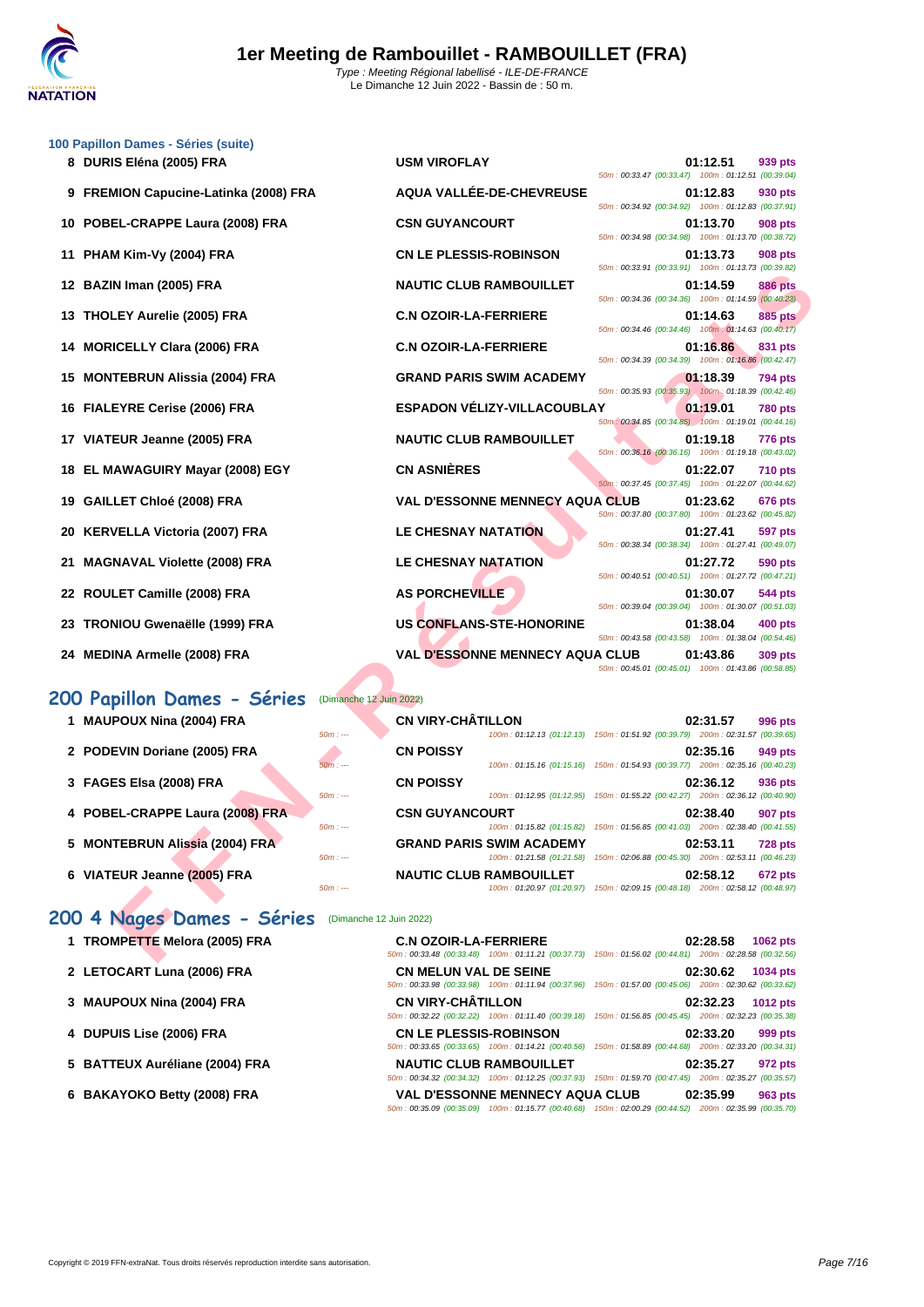# 1er Meeting de Rambouillet - RAMBOUILLET (FRA)

Type : Meeting Régional labellisé - ILE-DE-FRANCE
Le Dimanche 12 Juin 2022 - Bassin de : 50 m.

### 100 Papillon Dames - Séries (suite)

| Pl. | Nom | Club | Temps | Points | Splits |
|---|---|---|---|---|---|
| 8 | DURIS Eléna (2005) FRA | USM VIROFLAY | 01:12.51 | 939 pts | 50m : 00:33.47 (00:33.47) 100m : 01:12.51 (00:39.04) |
| 9 | FREMION Capucine-Latinka (2008) FRA | AQUA VALLÉE-DE-CHEVREUSE | 01:12.83 | 930 pts | 50m : 00:34.92 (00:34.92) 100m : 01:12.83 (00:37.91) |
| 10 | POBEL-CRAPPE Laura (2008) FRA | CSN GUYANCOURT | 01:13.70 | 908 pts | 50m : 00:34.98 (00:34.98) 100m : 01:13.70 (00:38.72) |
| 11 | PHAM Kim-Vy (2004) FRA | CN LE PLESSIS-ROBINSON | 01:13.73 | 908 pts | 50m : 00:33.91 (00:33.91) 100m : 01:13.73 (00:39.82) |
| 12 | BAZIN Iman (2005) FRA | NAUTIC CLUB RAMBOUILLET | 01:14.59 | 886 pts | 50m : 00:34.36 (00:34.36) 100m : 01:14.59 (00:40.23) |
| 13 | THOLEY Aurelie (2005) FRA | C.N OZOIR-LA-FERRIERE | 01:14.63 | 885 pts | 50m : 00:34.46 (00:34.46) 100m : 01:14.63 (00:40.17) |
| 14 | MORICELLY Clara (2006) FRA | C.N OZOIR-LA-FERRIERE | 01:16.86 | 831 pts | 50m : 00:34.39 (00:34.39) 100m : 01:16.86 (00:42.47) |
| 15 | MONTEBRUN Alissia (2004) FRA | GRAND PARIS SWIM ACADEMY | 01:18.39 | 794 pts | 50m : 00:35.93 (00:35.93) 100m : 01:18.39 (00:42.46) |
| 16 | FIALEYRE Cerise (2006) FRA | ESPADON VÉLIZY-VILLACOUBLAY | 01:19.01 | 780 pts | 50m : 00:34.85 (00:34.85) 100m : 01:19.01 (00:44.16) |
| 17 | VIATEUR Jeanne (2005) FRA | NAUTIC CLUB RAMBOUILLET | 01:19.18 | 776 pts | 50m : 00:36.16 (00:36.16) 100m : 01:19.18 (00:43.02) |
| 18 | EL MAWAGUIRY Mayar (2008) EGY | CN ASNIÈRES | 01:22.07 | 710 pts | 50m : 00:37.45 (00:37.45) 100m : 01:22.07 (00:44.62) |
| 19 | GAILLET Chloé (2008) FRA | VAL D'ESSONNE MENNECY AQUA CLUB | 01:23.62 | 676 pts | 50m : 00:37.80 (00:37.80) 100m : 01:23.62 (00:45.82) |
| 20 | KERVELLA Victoria (2007) FRA | LE CHESNAY NATATION | 01:27.41 | 597 pts | 50m : 00:38.34 (00:38.34) 100m : 01:27.41 (00:49.07) |
| 21 | MAGNAVAL Violette (2008) FRA | LE CHESNAY NATATION | 01:27.72 | 590 pts | 50m : 00:40.51 (00:40.51) 100m : 01:27.72 (00:47.21) |
| 22 | ROULET Camille (2008) FRA | AS PORCHEVILLE | 01:30.07 | 544 pts | 50m : 00:39.04 (00:39.04) 100m : 01:30.07 (00:51.03) |
| 23 | TRONIOU Gwenaëlle (1999) FRA | US CONFLANS-STE-HONORINE | 01:38.04 | 400 pts | 50m : 00:43.58 (00:43.58) 100m : 01:38.04 (00:54.46) |
| 24 | MEDINA Armelle (2008) FRA | VAL D'ESSONNE MENNECY AQUA CLUB | 01:43.86 | 309 pts | 50m : 00:45.01 (00:45.01) 100m : 01:43.86 (00:58.85) |

## 200 Papillon Dames - Séries (Dimanche 12 Juin 2022)

| Pl. | Nom | Club | Temps | Points | Splits |
|---|---|---|---|---|---|
| 1 | MAUPOUX Nina (2004) FRA | CN VIRY-CHÂTILLON | 02:31.57 | 996 pts | 50m : --- 100m : 01:12.13 (01:12.13) 150m : 01:51.92 (00:39.79) 200m : 02:31.57 (00:39.65) |
| 2 | PODEVIN Doriane (2005) FRA | CN POISSY | 02:35.16 | 949 pts | 50m : --- 100m : 01:15.16 (01:15.16) 150m : 01:54.93 (00:39.77) 200m : 02:35.16 (00:40.23) |
| 3 | FAGES Elsa (2008) FRA | CN POISSY | 02:36.12 | 936 pts | 50m : --- 100m : 01:12.95 (01:12.95) 150m : 01:55.22 (00:42.27) 200m : 02:36.12 (00:40.90) |
| 4 | POBEL-CRAPPE Laura (2008) FRA | CSN GUYANCOURT | 02:38.40 | 907 pts | 50m : --- 100m : 01:15.82 (01:15.82) 150m : 01:56.85 (00:41.03) 200m : 02:38.40 (00:41.55) |
| 5 | MONTEBRUN Alissia (2004) FRA | GRAND PARIS SWIM ACADEMY | 02:53.11 | 728 pts | 50m : --- 100m : 01:21.58 (01:21.58) 150m : 02:06.88 (00:45.30) 200m : 02:53.11 (00:46.23) |
| 6 | VIATEUR Jeanne (2005) FRA | NAUTIC CLUB RAMBOUILLET | 02:58.12 | 672 pts | 50m : --- 100m : 01:20.97 (01:20.97) 150m : 02:09.15 (00:48.18) 200m : 02:58.12 (00:48.97) |

## 200 4 Nages Dames - Séries (Dimanche 12 Juin 2022)

| Pl. | Nom | Club | Temps | Points | Splits |
|---|---|---|---|---|---|
| 1 | TROMPETTE Melora (2005) FRA | C.N OZOIR-LA-FERRIERE | 02:28.58 | 1062 pts | 50m : 00:33.48 (00:33.48) 100m : 01:11.21 (00:37.73) 150m : 01:56.02 (00:44.81) 200m : 02:28.58 (00:32.56) |
| 2 | LETOCART Luna (2006) FRA | CN MELUN VAL DE SEINE | 02:30.62 | 1034 pts | 50m : 00:33.98 (00:33.98) 100m : 01:11.94 (00:37.96) 150m : 01:57.00 (00:45.06) 200m : 02:30.62 (00:33.62) |
| 3 | MAUPOUX Nina (2004) FRA | CN VIRY-CHÂTILLON | 02:32.23 | 1012 pts | 50m : 00:32.22 (00:32.22) 100m : 01:11.40 (00:39.18) 150m : 01:56.85 (00:45.45) 200m : 02:32.23 (00:35.38) |
| 4 | DUPUIS Lise (2006) FRA | CN LE PLESSIS-ROBINSON | 02:33.20 | 999 pts | 50m : 00:33.65 (00:33.65) 100m : 01:14.21 (00:40.56) 150m : 01:58.89 (00:44.68) 200m : 02:33.20 (00:34.31) |
| 5 | BATTEUX Auréliane (2004) FRA | NAUTIC CLUB RAMBOUILLET | 02:35.27 | 972 pts | 50m : 00:34.32 (00:34.32) 100m : 01:12.25 (00:37.93) 150m : 01:59.70 (00:47.45) 200m : 02:35.27 (00:35.57) |
| 6 | BAKAYOKO Betty (2008) FRA | VAL D'ESSONNE MENNECY AQUA CLUB | 02:35.99 | 963 pts | 50m : 00:35.09 (00:35.09) 100m : 01:15.77 (00:40.68) 150m : 02:00.29 (00:44.52) 200m : 02:35.99 (00:35.70) |

Copyright © 2019 FFN-extraNat. Tous droits réservés reproduction interdite sans autorisation.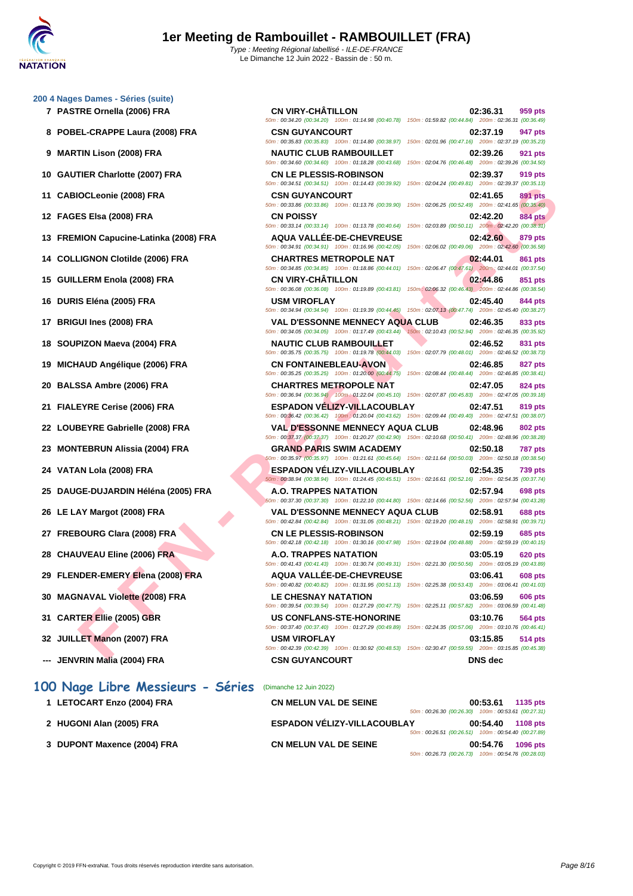## 200 4 Nages Dames - Séries (suite)

| Rang | Nageur | Club | Temps | Points |
|---|---|---|---|---|
| 7 | PASTRE Ornella (2006) FRA | CN VIRY-CHÂTILLON | 02:36.31 | 959 pts |
| | | 50m : 00:34.20 (00:34.20) 100m : 01:14.98 (00:40.78) 150m : 01:59.82 (00:44.84) 200m : 02:36.31 (00:36.49) | | |
| 8 | POBEL-CRAPPE Laura (2008) FRA | CSN GUYANCOURT | 02:37.19 | 947 pts |
| | | 50m : 00:35.83 (00:35.83) 100m : 01:14.80 (00:38.97) 150m : 02:01.96 (00:47.16) 200m : 02:37.19 (00:35.23) | | |
| 9 | MARTIN Lison (2008) FRA | NAUTIC CLUB RAMBOUILLET | 02:39.26 | 921 pts |
| | | 50m : 00:34.60 (00:34.60) 100m : 01:18.28 (00:43.68) 150m : 02:04.76 (00:46.48) 200m : 02:39.26 (00:34.50) | | |
| 10 | GAUTIER Charlotte (2007) FRA | CN LE PLESSIS-ROBINSON | 02:39.37 | 919 pts |
| | | 50m : 00:34.51 (00:34.51) 100m : 01:14.43 (00:39.92) 150m : 02:04.24 (00:49.81) 200m : 02:39.37 (00:35.13) | | |
| 11 | CABIOCLeonie (2008) FRA | CSN GUYANCOURT | 02:41.65 | 891 pts |
| | | 50m : 00:33.86 (00:33.86) 100m : 01:13.76 (00:39.90) 150m : 02:06.25 (00:52.49) 200m : 02:41.65 (00:35.40) | | |
| 12 | FAGES Elsa (2008) FRA | CN POISSY | 02:42.20 | 884 pts |
| | | 50m : 00:33.14 (00:33.14) 100m : 01:13.78 (00:40.64) 150m : 02:03.89 (00:50.11) 200m : 02:42.20 (00:38.31) | | |
| 13 | FREMION Capucine-Latinka (2008) FRA | AQUA VALLÉE-DE-CHEVREUSE | 02:42.60 | 879 pts |
| | | 50m : 00:34.91 (00:34.91) 100m : 01:16.96 (00:42.05) 150m : 02:06.02 (00:49.06) 200m : 02:42.60 (00:36.58) | | |
| 14 | COLLIGNON Clotilde (2006) FRA | CHARTRES METROPOLE NAT | 02:44.01 | 861 pts |
| | | 50m : 00:34.85 (00:34.85) 100m : 01:18.86 (00:44.01) 150m : 02:06.47 (00:47.61) 200m : 02:44.01 (00:37.54) | | |
| 15 | GUILLERM Enola (2008) FRA | CN VIRY-CHÂTILLON | 02:44.86 | 851 pts |
| | | 50m : 00:36.08 (00:36.08) 100m : 01:19.89 (00:43.81) 150m : 02:06.32 (00:46.43) 200m : 02:44.86 (00:38.54) | | |
| 16 | DURIS Eléna (2005) FRA | USM VIROFLAY | 02:45.40 | 844 pts |
| | | 50m : 00:34.94 (00:34.94) 100m : 01:19.39 (00:44.45) 150m : 02:07.13 (00:47.74) 200m : 02:45.40 (00:38.27) | | |
| 17 | BRIGUI Ines (2008) FRA | VAL D'ESSONNE MENNECY AQUA CLUB | 02:46.35 | 833 pts |
| | | 50m : 00:34.05 (00:34.05) 100m : 01:17.49 (00:43.44) 150m : 02:10.43 (00:52.94) 200m : 02:46.35 (00:35.92) | | |
| 18 | SOUPIZON Maeva (2004) FRA | NAUTIC CLUB RAMBOUILLET | 02:46.52 | 831 pts |
| | | 50m : 00:35.75 (00:35.75) 100m : 01:19.78 (00:44.03) 150m : 02:07.79 (00:48.01) 200m : 02:46.52 (00:38.73) | | |
| 19 | MICHAUD Angélique (2006) FRA | CN FONTAINEBLEAU-AVON | 02:46.85 | 827 pts |
| | | 50m : 00:35.25 (00:35.25) 100m : 01:20.00 (00:44.75) 150m : 02:08.44 (00:48.44) 200m : 02:46.85 (00:38.41) | | |
| 20 | BALSSA Ambre (2006) FRA | CHARTRES METROPOLE NAT | 02:47.05 | 824 pts |
| | | 50m : 00:36.94 (00:36.94) 100m : 01:22.04 (00:45.10) 150m : 02:07.87 (00:45.83) 200m : 02:47.05 (00:39.18) | | |
| 21 | FIALEYRE Cerise (2006) FRA | ESPADON VÉLIZY-VILLACOUBLAY | 02:47.51 | 819 pts |
| | | 50m : 00:36.42 (00:36.42) 100m : 01:20.04 (00:43.62) 150m : 02:09.44 (00:49.40) 200m : 02:47.51 (00:38.07) | | |
| 22 | LOUBEYRE Gabrielle (2008) FRA | VAL D'ESSONNE MENNECY AQUA CLUB | 02:48.96 | 802 pts |
| | | 50m : 00:37.37 (00:37.37) 100m : 01:20.27 (00:42.90) 150m : 02:10.68 (00:50.41) 200m : 02:48.96 (00:38.28) | | |
| 23 | MONTEBRUN Alissia (2004) FRA | GRAND PARIS SWIM ACADEMY | 02:50.18 | 787 pts |
| | | 50m : 00:35.97 (00:35.97) 100m : 01:21.61 (00:45.64) 150m : 02:11.64 (00:50.03) 200m : 02:50.18 (00:38.54) | | |
| 24 | VATAN Lola (2008) FRA | ESPADON VÉLIZY-VILLACOUBLAY | 02:54.35 | 739 pts |
| | | 50m : 00:38.94 (00:38.94) 100m : 01:24.45 (00:45.51) 150m : 02:16.61 (00:52.16) 200m : 02:54.35 (00:37.74) | | |
| 25 | DAUGE-DUJARDIN Héléna (2005) FRA | A.O. TRAPPES NATATION | 02:57.94 | 698 pts |
| | | 50m : 00:37.30 (00:37.30) 100m : 01:22.10 (00:44.80) 150m : 02:14.66 (00:52.56) 200m : 02:57.94 (00:43.28) | | |
| 26 | LE LAY Margot (2008) FRA | VAL D'ESSONNE MENNECY AQUA CLUB | 02:58.91 | 688 pts |
| | | 50m : 00:42.84 (00:42.84) 100m : 01:31.05 (00:48.21) 150m : 02:19.20 (00:48.15) 200m : 02:58.91 (00:39.71) | | |
| 27 | FREBOURG Clara (2008) FRA | CN LE PLESSIS-ROBINSON | 02:59.19 | 685 pts |
| | | 50m : 00:42.18 (00:42.18) 100m : 01:30.16 (00:47.98) 150m : 02:19.04 (00:48.88) 200m : 02:59.19 (00:40.15) | | |
| 28 | CHAUVEAU Eline (2006) FRA | A.O. TRAPPES NATATION | 03:05.19 | 620 pts |
| | | 50m : 00:41.43 (00:41.43) 100m : 01:30.74 (00:49.31) 150m : 02:21.30 (00:50.56) 200m : 03:05.19 (00:43.89) | | |
| 29 | FLENDER-EMERY Elena (2008) FRA | AQUA VALLÉE-DE-CHEVREUSE | 03:06.41 | 608 pts |
| | | 50m : 00:40.82 (00:40.82) 100m : 01:31.95 (00:51.13) 150m : 02:25.38 (00:53.43) 200m : 03:06.41 (00:41.03) | | |
| 30 | MAGNAVAL Violette (2008) FRA | LE CHESNAY NATATION | 03:06.59 | 606 pts |
| | | 50m : 00:39.54 (00:39.54) 100m : 01:27.29 (00:47.75) 150m : 02:25.11 (00:57.82) 200m : 03:06.59 (00:41.48) | | |
| 31 | CARTER Ellie (2005) GBR | US CONFLANS-STE-HONORINE | 03:10.76 | 564 pts |
| | | 50m : 00:37.40 (00:37.40) 100m : 01:27.29 (00:49.89) 150m : 02:24.35 (00:57.06) 200m : 03:10.76 (00:46.41) | | |
| 32 | JUILLET Manon (2007) FRA | USM VIROFLAY | 03:15.85 | 514 pts |
| | | 50m : 00:42.39 (00:42.39) 100m : 01:30.92 (00:48.53) 150m : 02:30.47 (00:59.55) 200m : 03:15.85 (00:45.38) | | |
| --- | JENVRIN Malia (2004) FRA | CSN GUYANCOURT | DNS dec | |

## 100 Nage Libre Messieurs - Séries (Dimanche 12 Juin 2022)

| Rang | Nageur | Club | Temps | Points |
|---|---|---|---|---|
| 1 | LETOCART Enzo (2004) FRA | CN MELUN VAL DE SEINE | 00:53.61 | 1135 pts |
| | | 50m : 00:26.30 (00:26.30) 100m : 00:53.61 (00:27.31) | | |
| 2 | HUGONI Alan (2005) FRA | ESPADON VÉLIZY-VILLACOUBLAY | 00:54.40 | 1108 pts |
| | | 50m : 00:26.51 (00:26.51) 100m : 00:54.40 (00:27.89) | | |
| 3 | DUPONT Maxence (2004) FRA | CN MELUN VAL DE SEINE | 00:54.76 | 1096 pts |
| | | 50m : 00:26.73 (00:26.73) 100m : 00:54.76 (00:28.03) | | |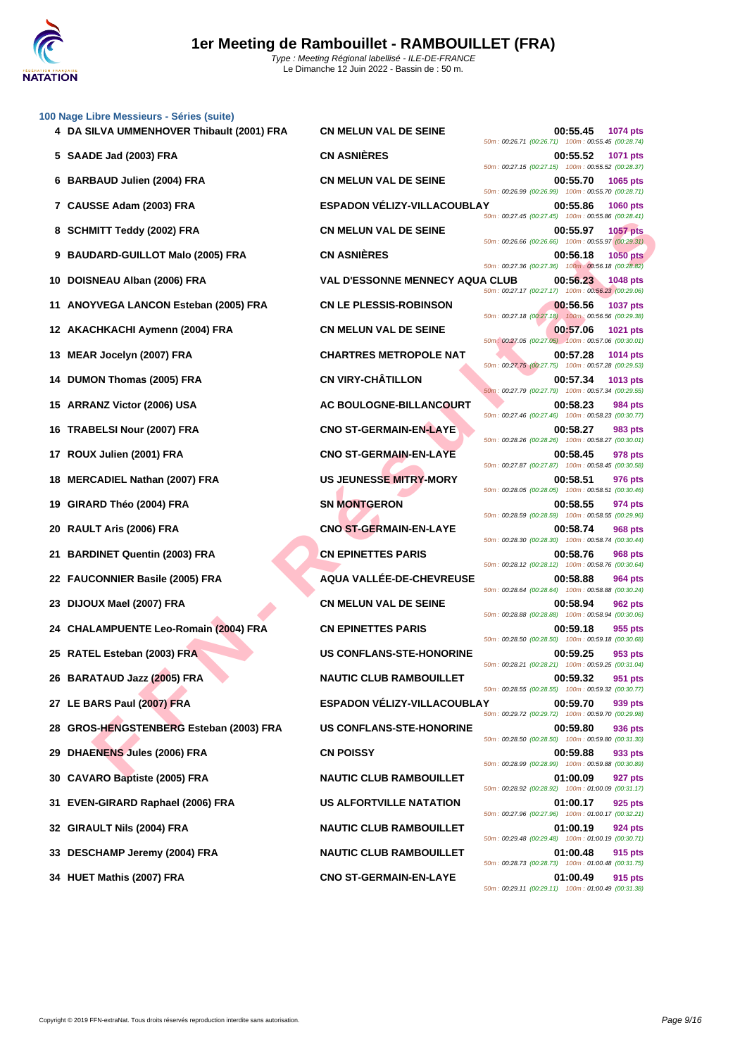# 1er Meeting de Rambouillet - RAMBOUILLET (FRA)

*Type : Meeting Régional labellisé - ILE-DE-FRANCE*
Le Dimanche 12 Juin 2022 - Bassin de : 50 m.

## 100 Nage Libre Messieurs - Séries (suite)

| Pl. | Nom | Club | Temps | Points | Splits |
|---|---|---|---|---|---|
| 4 | DA SILVA UMMENHOVER Thibault (2001) FRA | CN MELUN VAL DE SEINE | 00:55.45 | 1074 pts | 50m : 00:26.71 (00:26.71) 100m : 00:55.45 (00:28.74) |
| 5 | SAADE Jad (2003) FRA | CN ASNIÈRES | 00:55.52 | 1071 pts | 50m : 00:27.15 (00:27.15) 100m : 00:55.52 (00:28.37) |
| 6 | BARBAUD Julien (2004) FRA | CN MELUN VAL DE SEINE | 00:55.70 | 1065 pts | 50m : 00:26.99 (00:26.99) 100m : 00:55.70 (00:28.71) |
| 7 | CAUSSE Adam (2003) FRA | ESPADON VÉLIZY-VILLACOUBLAY | 00:55.86 | 1060 pts | 50m : 00:27.45 (00:27.45) 100m : 00:55.86 (00:28.41) |
| 8 | SCHMITT Teddy (2002) FRA | CN MELUN VAL DE SEINE | 00:55.97 | 1057 pts | 50m : 00:26.66 (00:26.66) 100m : 00:55.97 (00:29.31) |
| 9 | BAUDARD-GUILLOT Malo (2005) FRA | CN ASNIÈRES | 00:56.18 | 1050 pts | 50m : 00:27.36 (00:27.36) 100m : 00:56.18 (00:28.82) |
| 10 | DOISNEAU Alban (2006) FRA | VAL D'ESSONNE MENNECY AQUA CLUB | 00:56.23 | 1048 pts | 50m : 00:27.17 (00:27.17) 100m : 00:56.23 (00:29.06) |
| 11 | ANOYVEGA LANCON Esteban (2005) FRA | CN LE PLESSIS-ROBINSON | 00:56.56 | 1037 pts | 50m : 00:27.18 (00:27.18) 100m : 00:56.56 (00:29.38) |
| 12 | AKACHKACHI Aymenn (2004) FRA | CN MELUN VAL DE SEINE | 00:57.06 | 1021 pts | 50m : 00:27.05 (00:27.05) 100m : 00:57.06 (00:30.01) |
| 13 | MEAR Jocelyn (2007) FRA | CHARTRES METROPOLE NAT | 00:57.28 | 1014 pts | 50m : 00:27.75 (00:27.75) 100m : 00:57.28 (00:29.53) |
| 14 | DUMON Thomas (2005) FRA | CN VIRY-CHÂTILLON | 00:57.34 | 1013 pts | 50m : 00:27.79 (00:27.79) 100m : 00:57.34 (00:29.55) |
| 15 | ARRANZ Victor (2006) USA | AC BOULOGNE-BILLANCOURT | 00:58.23 | 984 pts | 50m : 00:27.46 (00:27.46) 100m : 00:58.23 (00:30.77) |
| 16 | TRABELSI Nour (2007) FRA | CNO ST-GERMAIN-EN-LAYE | 00:58.27 | 983 pts | 50m : 00:28.26 (00:28.26) 100m : 00:58.27 (00:30.01) |
| 17 | ROUX Julien (2001) FRA | CNO ST-GERMAIN-EN-LAYE | 00:58.45 | 978 pts | 50m : 00:27.87 (00:27.87) 100m : 00:58.45 (00:30.58) |
| 18 | MERCADIEL Nathan (2007) FRA | US JEUNESSE MITRY-MORY | 00:58.51 | 976 pts | 50m : 00:28.05 (00:28.05) 100m : 00:58.51 (00:30.46) |
| 19 | GIRARD Théo (2004) FRA | SN MONTGERON | 00:58.55 | 974 pts | 50m : 00:28.59 (00:28.59) 100m : 00:58.55 (00:29.96) |
| 20 | RAULT Aris (2006) FRA | CNO ST-GERMAIN-EN-LAYE | 00:58.74 | 968 pts | 50m : 00:28.30 (00:28.30) 100m : 00:58.74 (00:30.44) |
| 21 | BARDINET Quentin (2003) FRA | CN EPINETTES PARIS | 00:58.76 | 968 pts | 50m : 00:28.12 (00:28.12) 100m : 00:58.76 (00:30.64) |
| 22 | FAUCONNIER Basile (2005) FRA | AQUA VALLÉE-DE-CHEVREUSE | 00:58.88 | 964 pts | 50m : 00:28.64 (00:28.64) 100m : 00:58.88 (00:30.24) |
| 23 | DIJOUX Mael (2007) FRA | CN MELUN VAL DE SEINE | 00:58.94 | 962 pts | 50m : 00:28.88 (00:28.88) 100m : 00:58.94 (00:30.06) |
| 24 | CHALAMPUENTE Leo-Romain (2004) FRA | CN EPINETTES PARIS | 00:59.18 | 955 pts | 50m : 00:28.50 (00:28.50) 100m : 00:59.18 (00:30.68) |
| 25 | RATEL Esteban (2003) FRA | US CONFLANS-STE-HONORINE | 00:59.25 | 953 pts | 50m : 00:28.21 (00:28.21) 100m : 00:59.25 (00:31.04) |
| 26 | BARATAUD Jazz (2005) FRA | NAUTIC CLUB RAMBOUILLET | 00:59.32 | 951 pts | 50m : 00:28.55 (00:28.55) 100m : 00:59.32 (00:30.77) |
| 27 | LE BARS Paul (2007) FRA | ESPADON VÉLIZY-VILLACOUBLAY | 00:59.70 | 939 pts | 50m : 00:29.72 (00:29.72) 100m : 00:59.70 (00:29.98) |
| 28 | GROS-HENGSTENBERG Esteban (2003) FRA | US CONFLANS-STE-HONORINE | 00:59.80 | 936 pts | 50m : 00:28.50 (00:28.50) 100m : 00:59.80 (00:31.30) |
| 29 | DHAENENS Jules (2006) FRA | CN POISSY | 00:59.88 | 933 pts | 50m : 00:28.99 (00:28.99) 100m : 00:59.88 (00:30.89) |
| 30 | CAVARO Baptiste (2005) FRA | NAUTIC CLUB RAMBOUILLET | 01:00.09 | 927 pts | 50m : 00:28.92 (00:28.92) 100m : 01:00.09 (00:31.17) |
| 31 | EVEN-GIRARD Raphael (2006) FRA | US ALFORTVILLE NATATION | 01:00.17 | 925 pts | 50m : 00:27.96 (00:27.96) 100m : 01:00.17 (00:32.21) |
| 32 | GIRAULT Nils (2004) FRA | NAUTIC CLUB RAMBOUILLET | 01:00.19 | 924 pts | 50m : 00:29.48 (00:29.48) 100m : 01:00.19 (00:30.71) |
| 33 | DESCHAMP Jeremy (2004) FRA | NAUTIC CLUB RAMBOUILLET | 01:00.48 | 915 pts | 50m : 00:28.73 (00:28.73) 100m : 01:00.48 (00:31.75) |
| 34 | HUET Mathis (2007) FRA | CNO ST-GERMAIN-EN-LAYE | 01:00.49 | 915 pts | 50m : 00:29.11 (00:29.11) 100m : 01:00.49 (00:31.38) |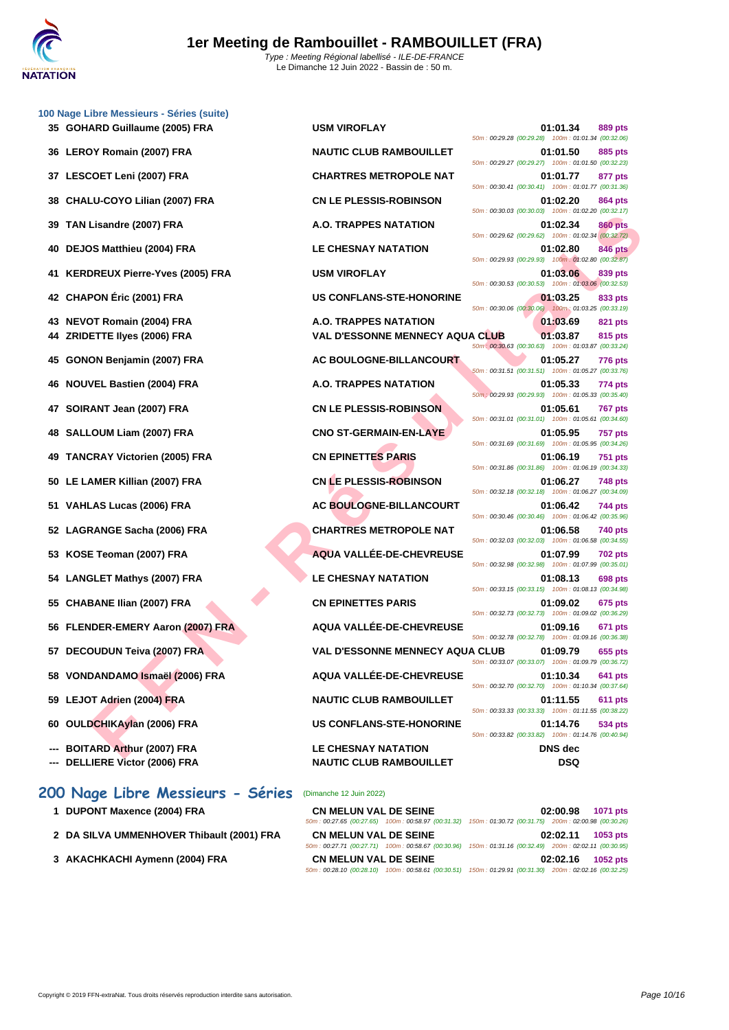# 1er Meeting de Rambouillet - RAMBOUILLET (FRA)

Type : Meeting Régional labellisé - ILE-DE-FRANCE
Le Dimanche 12 Juin 2022 - Bassin de : 50 m.

### 100 Nage Libre Messieurs - Séries (suite)

| Rang | Nom | Club | Temps | Points | Splits |
|---|---|---|---|---|---|
| 35 | GOHARD Guillaume (2005) FRA | USM VIROFLAY | 01:01.34 | 889 pts | 50m : 00:29.28 (00:29.28) 100m : 01:01.34 (00:32.06) |
| 36 | LEROY Romain (2007) FRA | NAUTIC CLUB RAMBOUILLET | 01:01.50 | 885 pts | 50m : 00:29.27 (00:29.27) 100m : 01:01.50 (00:32.23) |
| 37 | LESCOET Leni (2007) FRA | CHARTRES METROPOLE NAT | 01:01.77 | 877 pts | 50m : 00:30.41 (00:30.41) 100m : 01:01.77 (00:31.36) |
| 38 | CHALU-COYO Lilian (2007) FRA | CN LE PLESSIS-ROBINSON | 01:02.20 | 864 pts | 50m : 00:30.03 (00:30.03) 100m : 01:02.20 (00:32.17) |
| 39 | TAN Lisandre (2007) FRA | A.O. TRAPPES NATATION | 01:02.34 | 860 pts | 50m : 00:29.62 (00:29.62) 100m : 01:02.34 (00:32.72) |
| 40 | DEJOS Matthieu (2004) FRA | LE CHESNAY NATATION | 01:02.80 | 846 pts | 50m : 00:29.93 (00:29.93) 100m : 01:02.80 (00:32.87) |
| 41 | KERDREUX Pierre-Yves (2005) FRA | USM VIROFLAY | 01:03.06 | 839 pts | 50m : 00:30.53 (00:30.53) 100m : 01:03.06 (00:32.53) |
| 42 | CHAPON Éric (2001) FRA | US CONFLANS-STE-HONORINE | 01:03.25 | 833 pts | 50m : 00:30.06 (00:30.06) 100m : 01:03.25 (00:33.19) |
| 43 | NEVOT Romain (2004) FRA | A.O. TRAPPES NATATION | 01:03.69 | 821 pts | |
| 44 | ZRIDETTE Ilyes (2006) FRA | VAL D'ESSONNE MENNECY AQUA CLUB | 01:03.87 | 815 pts | 50m : 00:30.63 (00:30.63) 100m : 01:03.87 (00:33.24) |
| 45 | GONON Benjamin (2007) FRA | AC BOULOGNE-BILLANCOURT | 01:05.27 | 776 pts | 50m : 00:31.51 (00:31.51) 100m : 01:05.27 (00:33.76) |
| 46 | NOUVEL Bastien (2004) FRA | A.O. TRAPPES NATATION | 01:05.33 | 774 pts | 50m : 00:29.93 (00:29.93) 100m : 01:05.33 (00:35.40) |
| 47 | SOIRANT Jean (2007) FRA | CN LE PLESSIS-ROBINSON | 01:05.61 | 767 pts | 50m : 00:31.01 (00:31.01) 100m : 01:05.61 (00:34.60) |
| 48 | SALLOUM Liam (2007) FRA | CNO ST-GERMAIN-EN-LAYE | 01:05.95 | 757 pts | 50m : 00:31.69 (00:31.69) 100m : 01:05.95 (00:34.26) |
| 49 | TANCRAY Victorien (2005) FRA | CN EPINETTES PARIS | 01:06.19 | 751 pts | 50m : 00:31.86 (00:31.86) 100m : 01:06.19 (00:34.33) |
| 50 | LE LAMER Killian (2007) FRA | CN LE PLESSIS-ROBINSON | 01:06.27 | 748 pts | 50m : 00:32.18 (00:32.18) 100m : 01:06.27 (00:34.09) |
| 51 | VAHLAS Lucas (2006) FRA | AC BOULOGNE-BILLANCOURT | 01:06.42 | 744 pts | 50m : 00:30.46 (00:30.46) 100m : 01:06.42 (00:35.96) |
| 52 | LAGRANGE Sacha (2006) FRA | CHARTRES METROPOLE NAT | 01:06.58 | 740 pts | 50m : 00:32.03 (00:32.03) 100m : 01:06.58 (00:34.55) |
| 53 | KOSE Teoman (2007) FRA | AQUA VALLÉE-DE-CHEVREUSE | 01:07.99 | 702 pts | 50m : 00:32.98 (00:32.98) 100m : 01:07.99 (00:35.01) |
| 54 | LANGLET Mathys (2007) FRA | LE CHESNAY NATATION | 01:08.13 | 698 pts | 50m : 00:33.15 (00:33.15) 100m : 01:08.13 (00:34.98) |
| 55 | CHABANE Ilian (2007) FRA | CN EPINETTES PARIS | 01:09.02 | 675 pts | 50m : 00:32.73 (00:32.73) 100m : 01:09.02 (00:36.29) |
| 56 | FLENDER-EMERY Aaron (2007) FRA | AQUA VALLÉE-DE-CHEVREUSE | 01:09.16 | 671 pts | 50m : 00:32.78 (00:32.78) 100m : 01:09.16 (00:36.38) |
| 57 | DECOUDUN Teiva (2007) FRA | VAL D'ESSONNE MENNECY AQUA CLUB | 01:09.79 | 655 pts | 50m : 00:33.07 (00:33.07) 100m : 01:09.79 (00:36.72) |
| 58 | VONDANDAMO Ismaël (2006) FRA | AQUA VALLÉE-DE-CHEVREUSE | 01:10.34 | 641 pts | 50m : 00:32.70 (00:32.70) 100m : 01:10.34 (00:37.64) |
| 59 | LEJOT Adrien (2004) FRA | NAUTIC CLUB RAMBOUILLET | 01:11.55 | 611 pts | 50m : 00:33.33 (00:33.33) 100m : 01:11.55 (00:38.22) |
| 60 | OULDCHIKAylan (2006) FRA | US CONFLANS-STE-HONORINE | 01:14.76 | 534 pts | 50m : 00:33.82 (00:33.82) 100m : 01:14.76 (00:40.94) |
| --- | BOITARD Arthur (2007) FRA | LE CHESNAY NATATION | DNS dec | | |
| --- | DELLIERE Victor (2006) FRA | NAUTIC CLUB RAMBOUILLET | DSQ | | |

## 200 Nage Libre Messieurs - Séries (Dimanche 12 Juin 2022)

| Rang | Nom | Club | Temps | Points | Splits |
|---|---|---|---|---|---|
| 1 | DUPONT Maxence (2004) FRA | CN MELUN VAL DE SEINE | 02:00.98 | 1071 pts | 50m : 00:27.65 (00:27.65) 100m : 00:58.97 (00:31.32) 150m : 01:30.72 (00:31.75) 200m : 02:00.98 (00:30.26) |
| 2 | DA SILVA UMMENHOVER Thibault (2001) FRA | CN MELUN VAL DE SEINE | 02:02.11 | 1053 pts | 50m : 00:27.71 (00:27.71) 100m : 00:58.67 (00:30.96) 150m : 01:31.16 (00:32.49) 200m : 02:02.11 (00:30.95) |
| 3 | AKACHKACHI Aymenn (2004) FRA | CN MELUN VAL DE SEINE | 02:02.16 | 1052 pts | 50m : 00:28.10 (00:28.10) 100m : 00:58.61 (00:30.51) 150m : 01:29.91 (00:31.30) 200m : 02:02.16 (00:32.25) |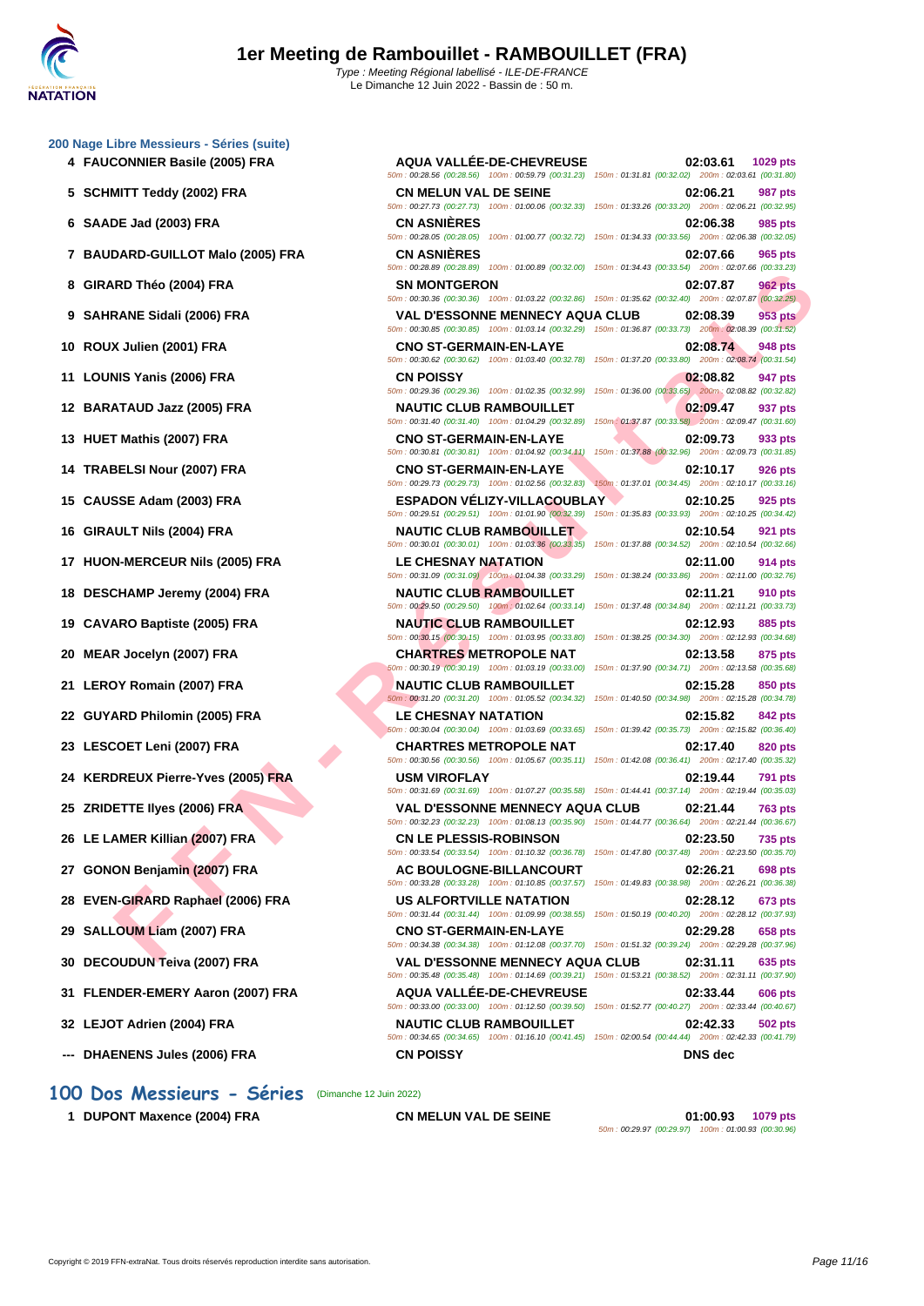# 1er Meeting de Rambouillet - RAMBOUILLET (FRA)

*Type : Meeting Régional labellisé - ILE-DE-FRANCE*
Le Dimanche 12 Juin 2022 - Bassin de : 50 m.

## 200 Nage Libre Messieurs - Séries (suite)

| Rang | Nageur | Club | Temps | Points |
|---|---|---|---|---|
| 4 | FAUCONNIER Basile (2005) FRA | AQUA VALLÉE-DE-CHEVREUSE | 02:03.61 | 1029 pts |
| | | 50m : 00:28.56 (00:28.56) 100m : 00:59.79 (00:31.23) 150m : 01:31.81 (00:32.02) 200m : 02:03.61 (00:31.80) | | |
| 5 | SCHMITT Teddy (2002) FRA | CN MELUN VAL DE SEINE | 02:06.21 | 987 pts |
| | | 50m : 00:27.73 (00:27.73) 100m : 01:00.06 (00:32.33) 150m : 01:33.26 (00:33.20) 200m : 02:06.21 (00:32.95) | | |
| 6 | SAADE Jad (2003) FRA | CN ASNIÈRES | 02:06.38 | 985 pts |
| | | 50m : 00:28.05 (00:28.05) 100m : 01:00.77 (00:32.72) 150m : 01:34.33 (00:33.56) 200m : 02:06.38 (00:32.05) | | |
| 7 | BAUDARD-GUILLOT Malo (2005) FRA | CN ASNIÈRES | 02:07.66 | 965 pts |
| | | 50m : 00:28.89 (00:28.89) 100m : 01:00.89 (00:32.00) 150m : 01:34.43 (00:33.54) 200m : 02:07.66 (00:33.23) | | |
| 8 | GIRARD Théo (2004) FRA | SN MONTGERON | 02:07.87 | 962 pts |
| | | 50m : 00:30.36 (00:30.36) 100m : 01:03.22 (00:32.86) 150m : 01:35.62 (00:32.40) 200m : 02:07.87 (00:32.25) | | |
| 9 | SAHRANE Sidali (2006) FRA | VAL D'ESSONNE MENNECY AQUA CLUB | 02:08.39 | 953 pts |
| | | 50m : 00:30.85 (00:30.85) 100m : 01:03.14 (00:32.29) 150m : 01:36.87 (00:33.73) 200m : 02:08.39 (00:31.52) | | |
| 10 | ROUX Julien (2001) FRA | CNO ST-GERMAIN-EN-LAYE | 02:08.74 | 948 pts |
| | | 50m : 00:30.62 (00:30.62) 100m : 01:03.40 (00:32.78) 150m : 01:37.20 (00:33.80) 200m : 02:08.74 (00:31.54) | | |
| 11 | LOUNIS Yanis (2006) FRA | CN POISSY | 02:08.82 | 947 pts |
| | | 50m : 00:29.36 (00:29.36) 100m : 01:02.35 (00:32.99) 150m : 01:36.00 (00:33.65) 200m : 02:08.82 (00:32.82) | | |
| 12 | BARATAUD Jazz (2005) FRA | NAUTIC CLUB RAMBOUILLET | 02:09.47 | 937 pts |
| | | 50m : 00:31.40 (00:31.40) 100m : 01:04.29 (00:32.89) 150m : 01:37.87 (00:33.58) 200m : 02:09.47 (00:31.60) | | |
| 13 | HUET Mathis (2007) FRA | CNO ST-GERMAIN-EN-LAYE | 02:09.73 | 933 pts |
| | | 50m : 00:30.81 (00:30.81) 100m : 01:04.92 (00:34.11) 150m : 01:37.88 (00:32.96) 200m : 02:09.73 (00:31.85) | | |
| 14 | TRABELSI Nour (2007) FRA | CNO ST-GERMAIN-EN-LAYE | 02:10.17 | 926 pts |
| | | 50m : 00:29.73 (00:29.73) 100m : 01:02.56 (00:32.83) 150m : 01:37.01 (00:34.45) 200m : 02:10.17 (00:33.16) | | |
| 15 | CAUSSE Adam (2003) FRA | ESPADON VÉLIZY-VILLACOUBLAY | 02:10.25 | 925 pts |
| | | 50m : 00:29.51 (00:29.51) 100m : 01:01.90 (00:32.39) 150m : 01:35.83 (00:33.93) 200m : 02:10.25 (00:34.42) | | |
| 16 | GIRAULT Nils (2004) FRA | NAUTIC CLUB RAMBOUILLET | 02:10.54 | 921 pts |
| | | 50m : 00:30.01 (00:30.01) 100m : 01:03.36 (00:33.35) 150m : 01:37.88 (00:34.52) 200m : 02:10.54 (00:32.66) | | |
| 17 | HUON-MERCEUR Nils (2005) FRA | LE CHESNAY NATATION | 02:11.00 | 914 pts |
| | | 50m : 00:31.09 (00:31.09) 100m : 01:04.38 (00:33.29) 150m : 01:38.24 (00:33.86) 200m : 02:11.00 (00:32.76) | | |
| 18 | DESCHAMP Jeremy (2004) FRA | NAUTIC CLUB RAMBOUILLET | 02:11.21 | 910 pts |
| | | 50m : 00:29.50 (00:29.50) 100m : 01:02.64 (00:33.14) 150m : 01:37.48 (00:34.84) 200m : 02:11.21 (00:33.73) | | |
| 19 | CAVARO Baptiste (2005) FRA | NAUTIC CLUB RAMBOUILLET | 02:12.93 | 885 pts |
| | | 50m : 00:30.15 (00:30.15) 100m : 01:03.95 (00:33.80) 150m : 01:38.25 (00:34.30) 200m : 02:12.93 (00:34.68) | | |
| 20 | MEAR Jocelyn (2007) FRA | CHARTRES METROPOLE NAT | 02:13.58 | 875 pts |
| | | 50m : 00:30.19 (00:30.19) 100m : 01:03.19 (00:33.00) 150m : 01:37.90 (00:34.71) 200m : 02:13.58 (00:35.68) | | |
| 21 | LEROY Romain (2007) FRA | NAUTIC CLUB RAMBOUILLET | 02:15.28 | 850 pts |
| | | 50m : 00:31.20 (00:31.20) 100m : 01:05.52 (00:34.32) 150m : 01:40.50 (00:34.98) 200m : 02:15.28 (00:34.78) | | |
| 22 | GUYARD Philomin (2005) FRA | LE CHESNAY NATATION | 02:15.82 | 842 pts |
| | | 50m : 00:30.04 (00:30.04) 100m : 01:03.69 (00:33.65) 150m : 01:39.42 (00:35.73) 200m : 02:15.82 (00:36.40) | | |
| 23 | LESCOET Leni (2007) FRA | CHARTRES METROPOLE NAT | 02:17.40 | 820 pts |
| | | 50m : 00:30.56 (00:30.56) 100m : 01:05.67 (00:35.11) 150m : 01:42.08 (00:36.41) 200m : 02:17.40 (00:35.32) | | |
| 24 | KERDREUX Pierre-Yves (2005) FRA | USM VIROFLAY | 02:19.44 | 791 pts |
| | | 50m : 00:31.69 (00:31.69) 100m : 01:07.27 (00:35.58) 150m : 01:44.41 (00:37.14) 200m : 02:19.44 (00:35.03) | | |
| 25 | ZRIDETTE Ilyes (2006) FRA | VAL D'ESSONNE MENNECY AQUA CLUB | 02:21.44 | 763 pts |
| | | 50m : 00:32.23 (00:32.23) 100m : 01:08.13 (00:35.90) 150m : 01:44.77 (00:36.64) 200m : 02:21.44 (00:36.67) | | |
| 26 | LE LAMER Killian (2007) FRA | CN LE PLESSIS-ROBINSON | 02:23.50 | 735 pts |
| | | 50m : 00:33.54 (00:33.54) 100m : 01:10.32 (00:36.78) 150m : 01:47.80 (00:37.48) 200m : 02:23.50 (00:35.70) | | |
| 27 | GONON Benjamin (2007) FRA | AC BOULOGNE-BILLANCOURT | 02:26.21 | 698 pts |
| | | 50m : 00:33.28 (00:33.28) 100m : 01:10.85 (00:37.57) 150m : 01:49.83 (00:38.98) 200m : 02:26.21 (00:36.38) | | |
| 28 | EVEN-GIRARD Raphael (2006) FRA | US ALFORTVILLE NATATION | 02:28.12 | 673 pts |
| | | 50m : 00:31.44 (00:31.44) 100m : 01:09.99 (00:38.55) 150m : 01:50.19 (00:40.20) 200m : 02:28.12 (00:37.93) | | |
| 29 | SALLOUM Liam (2007) FRA | CNO ST-GERMAIN-EN-LAYE | 02:29.28 | 658 pts |
| | | 50m : 00:34.38 (00:34.38) 100m : 01:12.08 (00:37.70) 150m : 01:51.32 (00:39.24) 200m : 02:29.28 (00:37.96) | | |
| 30 | DECOUDUN Teiva (2007) FRA | VAL D'ESSONNE MENNECY AQUA CLUB | 02:31.11 | 635 pts |
| | | 50m : 00:35.48 (00:35.48) 100m : 01:14.69 (00:39.21) 150m : 01:53.21 (00:38.52) 200m : 02:31.11 (00:37.90) | | |
| 31 | FLENDER-EMERY Aaron (2007) FRA | AQUA VALLÉE-DE-CHEVREUSE | 02:33.44 | 606 pts |
| | | 50m : 00:33.00 (00:33.00) 100m : 01:12.50 (00:39.50) 150m : 01:52.77 (00:40.27) 200m : 02:33.44 (00:40.67) | | |
| 32 | LEJOT Adrien (2004) FRA | NAUTIC CLUB RAMBOUILLET | 02:42.33 | 502 pts |
| | | 50m : 00:34.65 (00:34.65) 100m : 01:16.10 (00:41.45) 150m : 02:00.54 (00:44.44) 200m : 02:42.33 (00:41.79) | | |
| --- | DHAENENS Jules (2006) FRA | CN POISSY | DNS dec | |

## 100 Dos Messieurs - Séries (Dimanche 12 Juin 2022)

| Rang | Nageur | Club | Temps | Points |
|---|---|---|---|---|
| 1 | DUPONT Maxence (2004) FRA | CN MELUN VAL DE SEINE | 01:00.93 | 1079 pts |
| | | 50m : 00:29.97 (00:29.97) 100m : 01:00.93 (00:30.96) | | |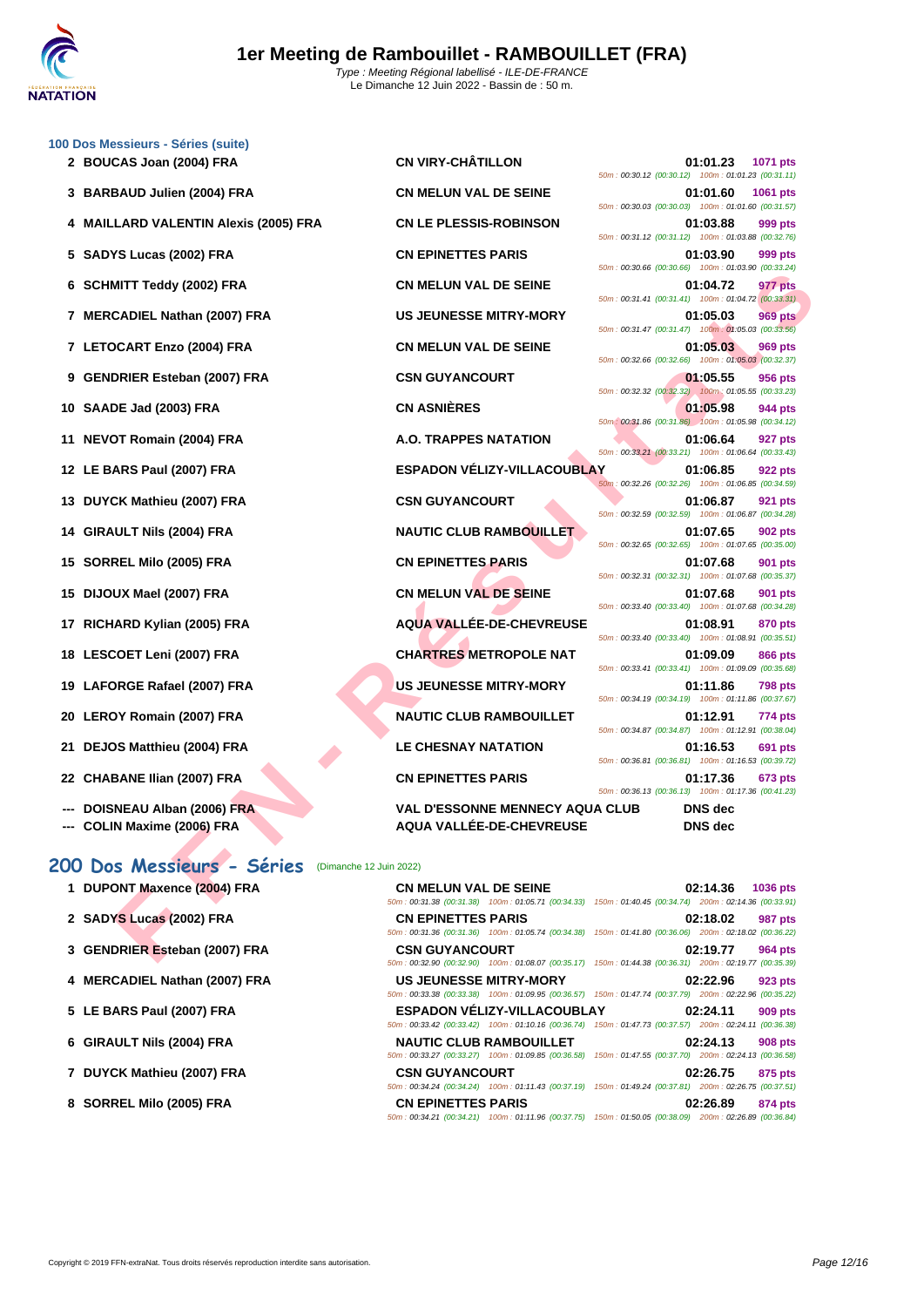### 100 Dos Messieurs - Séries (suite)

| Rang | Nom | Club | Temps | Points | Splits |
|---|---|---|---|---|---|
| 2 | BOUCAS Joan (2004) FRA | CN VIRY-CHÂTILLON | 01:01.23 | 1071 pts | 50m : 00:30.12 (00:30.12) 100m : 01:01.23 (00:31.11) |
| 3 | BARBAUD Julien (2004) FRA | CN MELUN VAL DE SEINE | 01:01.60 | 1061 pts | 50m : 00:30.03 (00:30.03) 100m : 01:01.60 (00:31.57) |
| 4 | MAILLARD VALENTIN Alexis (2005) FRA | CN LE PLESSIS-ROBINSON | 01:03.88 | 999 pts | 50m : 00:31.12 (00:31.12) 100m : 01:03.88 (00:32.76) |
| 5 | SADYS Lucas (2002) FRA | CN EPINETTES PARIS | 01:03.90 | 999 pts | 50m : 00:30.66 (00:30.66) 100m : 01:03.90 (00:33.24) |
| 6 | SCHMITT Teddy (2002) FRA | CN MELUN VAL DE SEINE | 01:04.72 | 977 pts | 50m : 00:31.41 (00:31.41) 100m : 01:04.72 (00:33.31) |
| 7 | MERCADIEL Nathan (2007) FRA | US JEUNESSE MITRY-MORY | 01:05.03 | 969 pts | 50m : 00:31.47 (00:31.47) 100m : 01:05.03 (00:33.56) |
| 7 | LETOCART Enzo (2004) FRA | CN MELUN VAL DE SEINE | 01:05.03 | 969 pts | 50m : 00:32.66 (00:32.66) 100m : 01:05.03 (00:32.37) |
| 9 | GENDRIER Esteban (2007) FRA | CSN GUYANCOURT | 01:05.55 | 956 pts | 50m : 00:32.32 (00:32.32) 100m : 01:05.55 (00:33.23) |
| 10 | SAADE Jad (2003) FRA | CN ASNIÈRES | 01:05.98 | 944 pts | 50m : 00:31.86 (00:31.86) 100m : 01:05.98 (00:34.12) |
| 11 | NEVOT Romain (2004) FRA | A.O. TRAPPES NATATION | 01:06.64 | 927 pts | 50m : 00:33.21 (00:33.21) 100m : 01:06.64 (00:33.43) |
| 12 | LE BARS Paul (2007) FRA | ESPADON VÉLIZY-VILLACOUBLAY | 01:06.85 | 922 pts | 50m : 00:32.26 (00:32.26) 100m : 01:06.85 (00:34.59) |
| 13 | DUYCK Mathieu (2007) FRA | CSN GUYANCOURT | 01:06.87 | 921 pts | 50m : 00:32.59 (00:32.59) 100m : 01:06.87 (00:34.28) |
| 14 | GIRAULT Nils (2004) FRA | NAUTIC CLUB RAMBOUILLET | 01:07.65 | 902 pts | 50m : 00:32.65 (00:32.65) 100m : 01:07.65 (00:35.00) |
| 15 | SORREL Milo (2005) FRA | CN EPINETTES PARIS | 01:07.68 | 901 pts | 50m : 00:32.31 (00:32.31) 100m : 01:07.68 (00:35.37) |
| 15 | DIJOUX Mael (2007) FRA | CN MELUN VAL DE SEINE | 01:07.68 | 901 pts | 50m : 00:33.40 (00:33.40) 100m : 01:07.68 (00:34.28) |
| 17 | RICHARD Kylian (2005) FRA | AQUA VALLÉE-DE-CHEVREUSE | 01:08.91 | 870 pts | 50m : 00:33.40 (00:33.40) 100m : 01:08.91 (00:35.51) |
| 18 | LESCOET Leni (2007) FRA | CHARTRES METROPOLE NAT | 01:09.09 | 866 pts | 50m : 00:33.41 (00:33.41) 100m : 01:09.09 (00:35.68) |
| 19 | LAFORGE Rafael (2007) FRA | US JEUNESSE MITRY-MORY | 01:11.86 | 798 pts | 50m : 00:34.19 (00:34.19) 100m : 01:11.86 (00:37.67) |
| 20 | LEROY Romain (2007) FRA | NAUTIC CLUB RAMBOUILLET | 01:12.91 | 774 pts | 50m : 00:34.87 (00:34.87) 100m : 01:12.91 (00:38.04) |
| 21 | DEJOS Matthieu (2004) FRA | LE CHESNAY NATATION | 01:16.53 | 691 pts | 50m : 00:36.81 (00:36.81) 100m : 01:16.53 (00:39.72) |
| 22 | CHABANE Ilian (2007) FRA | CN EPINETTES PARIS | 01:17.36 | 673 pts | 50m : 00:36.13 (00:36.13) 100m : 01:17.36 (00:41.23) |
| --- | DOISNEAU Alban (2006) FRA | VAL D'ESSONNE MENNECY AQUA CLUB | DNS dec | | |
| --- | COLIN Maxime (2006) FRA | AQUA VALLÉE-DE-CHEVREUSE | DNS dec | | |

## 200 Dos Messieurs - Séries (Dimanche 12 Juin 2022)

| Rang | Nom | Club | Temps | Points | Splits |
|---|---|---|---|---|---|
| 1 | DUPONT Maxence (2004) FRA | CN MELUN VAL DE SEINE | 02:14.36 | 1036 pts | 50m : 00:31.38 (00:31.38) 100m : 01:05.71 (00:34.33) 150m : 01:40.45 (00:34.74) 200m : 02:14.36 (00:33.91) |
| 2 | SADYS Lucas (2002) FRA | CN EPINETTES PARIS | 02:18.02 | 987 pts | 50m : 00:31.36 (00:31.36) 100m : 01:05.74 (00:34.38) 150m : 01:41.80 (00:36.06) 200m : 02:18.02 (00:36.22) |
| 3 | GENDRIER Esteban (2007) FRA | CSN GUYANCOURT | 02:19.77 | 964 pts | 50m : 00:32.90 (00:32.90) 100m : 01:08.07 (00:35.17) 150m : 01:44.38 (00:36.31) 200m : 02:19.77 (00:35.39) |
| 4 | MERCADIEL Nathan (2007) FRA | US JEUNESSE MITRY-MORY | 02:22.96 | 923 pts | 50m : 00:33.38 (00:33.38) 100m : 01:09.95 (00:36.57) 150m : 01:47.74 (00:37.79) 200m : 02:22.96 (00:35.22) |
| 5 | LE BARS Paul (2007) FRA | ESPADON VÉLIZY-VILLACOUBLAY | 02:24.11 | 909 pts | 50m : 00:33.42 (00:33.42) 100m : 01:10.16 (00:36.74) 150m : 01:47.73 (00:37.57) 200m : 02:24.11 (00:36.38) |
| 6 | GIRAULT Nils (2004) FRA | NAUTIC CLUB RAMBOUILLET | 02:24.13 | 908 pts | 50m : 00:33.27 (00:33.27) 100m : 01:09.85 (00:36.58) 150m : 01:47.55 (00:37.70) 200m : 02:24.13 (00:36.58) |
| 7 | DUYCK Mathieu (2007) FRA | CSN GUYANCOURT | 02:26.75 | 875 pts | 50m : 00:34.24 (00:34.24) 100m : 01:11.43 (00:37.19) 150m : 01:49.24 (00:37.81) 200m : 02:26.75 (00:37.51) |
| 8 | SORREL Milo (2005) FRA | CN EPINETTES PARIS | 02:26.89 | 874 pts | 50m : 00:34.21 (00:34.21) 100m : 01:11.96 (00:37.75) 150m : 01:50.05 (00:38.09) 200m : 02:26.89 (00:36.84) |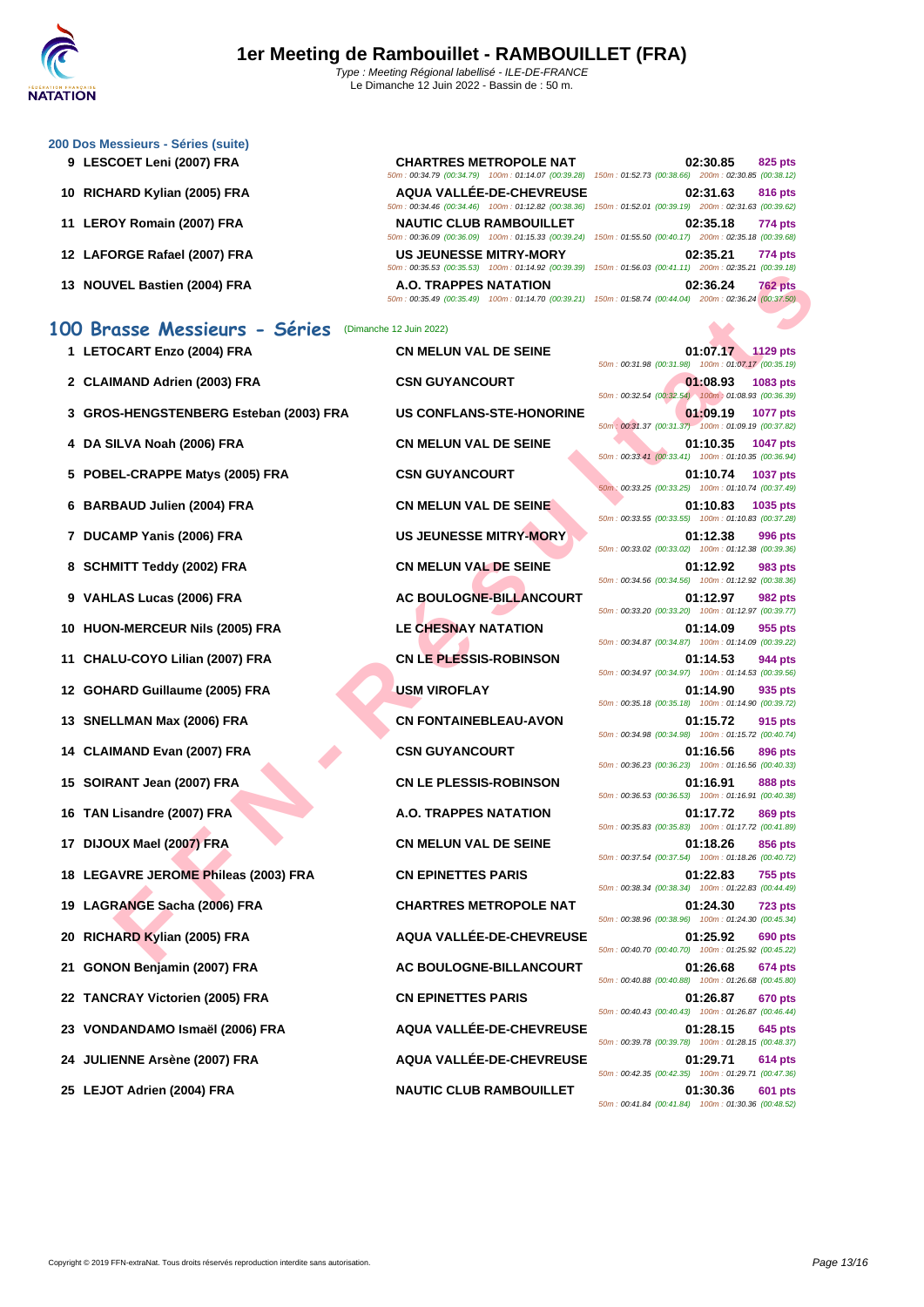### 200 Dos Messieurs - Séries (suite)

| Rang | Nom | Club | Temps | Points |
|---|---|---|---|---|
| 9 | LESCOET Leni (2007) FRA | CHARTRES METROPOLE NAT | 02:30.85 | 825 pts |
| | | 50m : 00:34.79 (00:34.79) 100m : 01:14.07 (00:39.28) 150m : 01:52.73 (00:38.66) 200m : 02:30.85 (00:38.12) | | |
| 10 | RICHARD Kylian (2005) FRA | AQUA VALLÉE-DE-CHEVREUSE | 02:31.63 | 816 pts |
| | | 50m : 00:34.46 (00:34.46) 100m : 01:12.82 (00:38.36) 150m : 01:52.01 (00:39.19) 200m : 02:31.63 (00:39.62) | | |
| 11 | LEROY Romain (2007) FRA | NAUTIC CLUB RAMBOUILLET | 02:35.18 | 774 pts |
| | | 50m : 00:36.09 (00:36.09) 100m : 01:15.33 (00:39.24) 150m : 01:55.50 (00:40.17) 200m : 02:35.18 (00:39.68) | | |
| 12 | LAFORGE Rafael (2007) FRA | US JEUNESSE MITRY-MORY | 02:35.21 | 774 pts |
| | | 50m : 00:35.53 (00:35.53) 100m : 01:14.92 (00:39.39) 150m : 01:56.03 (00:41.11) 200m : 02:35.21 (00:39.18) | | |
| 13 | NOUVEL Bastien (2004) FRA | A.O. TRAPPES NATATION | 02:36.24 | 762 pts |
| | | 50m : 00:35.49 (00:35.49) 100m : 01:14.70 (00:39.21) 150m : 01:58.74 (00:44.04) 200m : 02:36.24 (00:37.50) | | |

## 100 Brasse Messieurs - Séries (Dimanche 12 Juin 2022)

| Rang | Nom | Club | Temps | Points | Intermédiaires |
|---|---|---|---|---|---|
| 1 | LETOCART Enzo (2004) FRA | CN MELUN VAL DE SEINE | 01:07.17 | 1129 pts | 50m : 00:31.98 (00:31.98) 100m : 01:07.17 (00:35.19) |
| 2 | CLAIMAND Adrien (2003) FRA | CSN GUYANCOURT | 01:08.93 | 1083 pts | 50m : 00:32.54 (00:32.54) 100m : 01:08.93 (00:36.39) |
| 3 | GROS-HENGSTENBERG Esteban (2003) FRA | US CONFLANS-STE-HONORINE | 01:09.19 | 1077 pts | 50m : 00:31.37 (00:31.37) 100m : 01:09.19 (00:37.82) |
| 4 | DA SILVA Noah (2006) FRA | CN MELUN VAL DE SEINE | 01:10.35 | 1047 pts | 50m : 00:33.41 (00:33.41) 100m : 01:10.35 (00:36.94) |
| 5 | POBEL-CRAPPE Matys (2005) FRA | CSN GUYANCOURT | 01:10.74 | 1037 pts | 50m : 00:33.25 (00:33.25) 100m : 01:10.74 (00:37.49) |
| 6 | BARBAUD Julien (2004) FRA | CN MELUN VAL DE SEINE | 01:10.83 | 1035 pts | 50m : 00:33.55 (00:33.55) 100m : 01:10.83 (00:37.28) |
| 7 | DUCAMP Yanis (2006) FRA | US JEUNESSE MITRY-MORY | 01:12.38 | 996 pts | 50m : 00:33.02 (00:33.02) 100m : 01:12.38 (00:39.36) |
| 8 | SCHMITT Teddy (2002) FRA | CN MELUN VAL DE SEINE | 01:12.92 | 983 pts | 50m : 00:34.56 (00:34.56) 100m : 01:12.92 (00:38.36) |
| 9 | VAHLAS Lucas (2006) FRA | AC BOULOGNE-BILLANCOURT | 01:12.97 | 982 pts | 50m : 00:33.20 (00:33.20) 100m : 01:12.97 (00:39.77) |
| 10 | HUON-MERCEUR Nils (2005) FRA | LE CHESNAY NATATION | 01:14.09 | 955 pts | 50m : 00:34.87 (00:34.87) 100m : 01:14.09 (00:39.22) |
| 11 | CHALU-COYO Lilian (2007) FRA | CN LE PLESSIS-ROBINSON | 01:14.53 | 944 pts | 50m : 00:34.97 (00:34.97) 100m : 01:14.53 (00:39.56) |
| 12 | GOHARD Guillaume (2005) FRA | USM VIROFLAY | 01:14.90 | 935 pts | 50m : 00:35.18 (00:35.18) 100m : 01:14.90 (00:39.72) |
| 13 | SNELLMAN Max (2006) FRA | CN FONTAINEBLEAU-AVON | 01:15.72 | 915 pts | 50m : 00:34.98 (00:34.98) 100m : 01:15.72 (00:40.74) |
| 14 | CLAIMAND Evan (2007) FRA | CSN GUYANCOURT | 01:16.56 | 896 pts | 50m : 00:36.23 (00:36.23) 100m : 01:16.56 (00:40.33) |
| 15 | SOIRANT Jean (2007) FRA | CN LE PLESSIS-ROBINSON | 01:16.91 | 888 pts | 50m : 00:36.53 (00:36.53) 100m : 01:16.91 (00:40.38) |
| 16 | TAN Lisandre (2007) FRA | A.O. TRAPPES NATATION | 01:17.72 | 869 pts | 50m : 00:35.83 (00:35.83) 100m : 01:17.72 (00:41.89) |
| 17 | DIJOUX Mael (2007) FRA | CN MELUN VAL DE SEINE | 01:18.26 | 856 pts | 50m : 00:37.54 (00:37.54) 100m : 01:18.26 (00:40.72) |
| 18 | LEGAVRE JEROME Phileas (2003) FRA | CN EPINETTES PARIS | 01:22.83 | 755 pts | 50m : 00:38.34 (00:38.34) 100m : 01:22.83 (00:44.49) |
| 19 | LAGRANGE Sacha (2006) FRA | CHARTRES METROPOLE NAT | 01:24.30 | 723 pts | 50m : 00:38.96 (00:38.96) 100m : 01:24.30 (00:45.34) |
| 20 | RICHARD Kylian (2005) FRA | AQUA VALLÉE-DE-CHEVREUSE | 01:25.92 | 690 pts | 50m : 00:40.70 (00:40.70) 100m : 01:25.92 (00:45.22) |
| 21 | GONON Benjamin (2007) FRA | AC BOULOGNE-BILLANCOURT | 01:26.68 | 674 pts | 50m : 00:40.88 (00:40.88) 100m : 01:26.68 (00:45.80) |
| 22 | TANCRAY Victorien (2005) FRA | CN EPINETTES PARIS | 01:26.87 | 670 pts | 50m : 00:40.43 (00:40.43) 100m : 01:26.87 (00:46.44) |
| 23 | VONDANDAMO Ismaël (2006) FRA | AQUA VALLÉE-DE-CHEVREUSE | 01:28.15 | 645 pts | 50m : 00:39.78 (00:39.78) 100m : 01:28.15 (00:48.37) |
| 24 | JULIENNE Arsène (2007) FRA | AQUA VALLÉE-DE-CHEVREUSE | 01:29.71 | 614 pts | 50m : 00:42.35 (00:42.35) 100m : 01:29.71 (00:47.36) |
| 25 | LEJOT Adrien (2004) FRA | NAUTIC CLUB RAMBOUILLET | 01:30.36 | 601 pts | 50m : 00:41.84 (00:41.84) 100m : 01:30.36 (00:48.52) |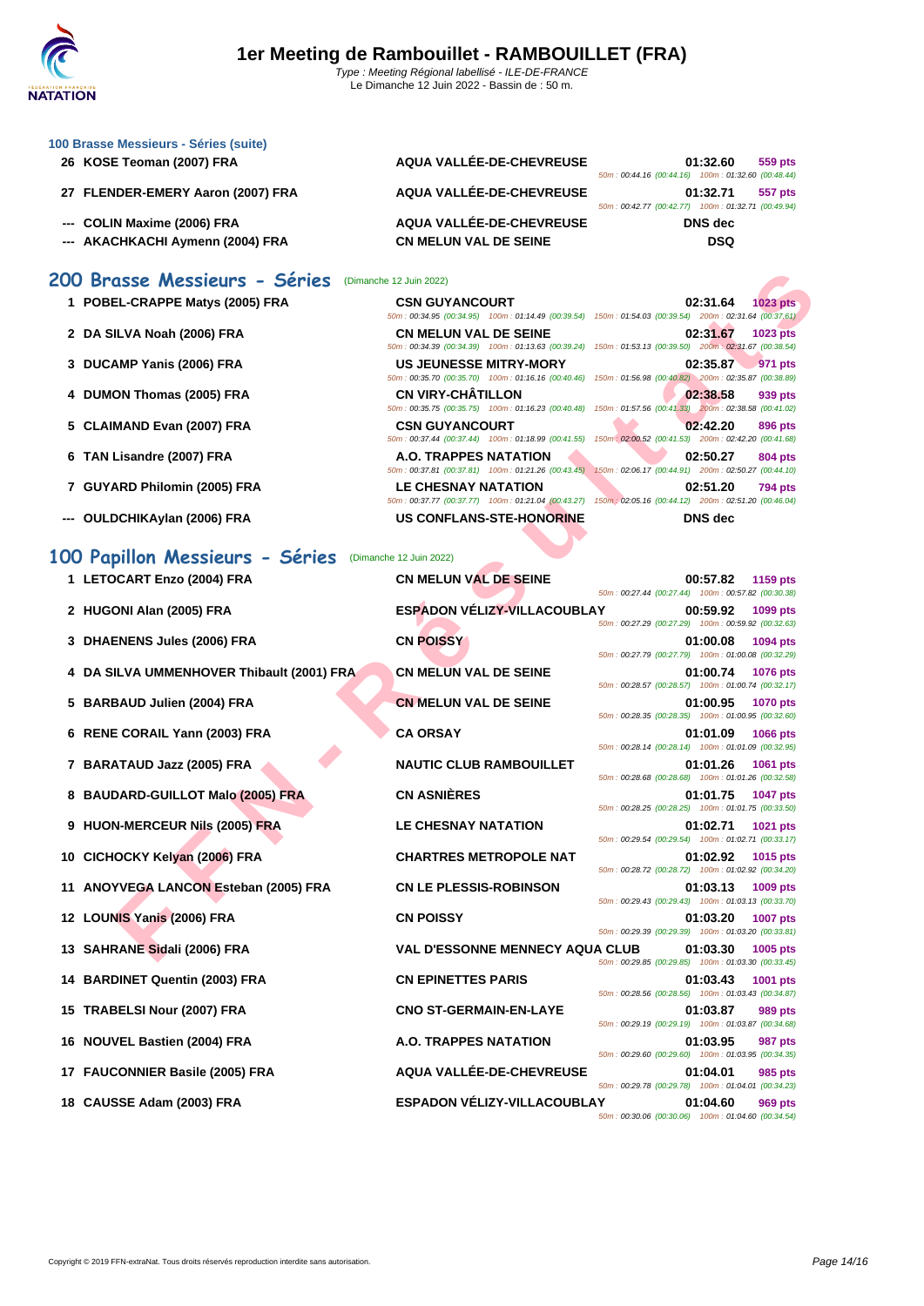### 100 Brasse Messieurs - Séries (suite)

| Rang | Nom | Club | Temps | Points | Splits |
|---|---|---|---|---|---|
| 26 | KOSE Teoman (2007) FRA | AQUA VALLÉE-DE-CHEVREUSE | 01:32.60 | 559 pts | 50m : 00:44.16 (00:44.16) 100m : 01:32.60 (00:48.44) |
| 27 | FLENDER-EMERY Aaron (2007) FRA | AQUA VALLÉE-DE-CHEVREUSE | 01:32.71 | 557 pts | 50m : 00:42.77 (00:42.77) 100m : 01:32.71 (00:49.94) |
| --- | COLIN Maxime (2006) FRA | AQUA VALLÉE-DE-CHEVREUSE | DNS dec | | |
| --- | AKACHKACHI Aymenn (2004) FRA | CN MELUN VAL DE SEINE | DSQ | | |

## 200 Brasse Messieurs - Séries (Dimanche 12 Juin 2022)

| Rang | Nom | Club | Temps | Points | Splits |
|---|---|---|---|---|---|
| 1 | POBEL-CRAPPE Matys (2005) FRA | CSN GUYANCOURT | 02:31.64 | 1023 pts | 50m : 00:34.95 (00:34.95) 100m : 01:14.49 (00:39.54) 150m : 01:54.03 (00:39.54) 200m : 02:31.64 (00:37.61) |
| 2 | DA SILVA Noah (2006) FRA | CN MELUN VAL DE SEINE | 02:31.67 | 1023 pts | 50m : 00:34.39 (00:34.39) 100m : 01:13.63 (00:39.24) 150m : 01:53.13 (00:39.50) 200m : 02:31.67 (00:38.54) |
| 3 | DUCAMP Yanis (2006) FRA | US JEUNESSE MITRY-MORY | 02:35.87 | 971 pts | 50m : 00:35.70 (00:35.70) 100m : 01:16.16 (00:40.46) 150m : 01:56.98 (00:40.82) 200m : 02:35.87 (00:38.89) |
| 4 | DUMON Thomas (2005) FRA | CN VIRY-CHÂTILLON | 02:38.58 | 939 pts | 50m : 00:35.75 (00:35.75) 100m : 01:16.23 (00:40.48) 150m : 01:57.56 (00:41.33) 200m : 02:38.58 (00:41.02) |
| 5 | CLAIMAND Evan (2007) FRA | CSN GUYANCOURT | 02:42.20 | 896 pts | 50m : 00:37.44 (00:37.44) 100m : 01:18.99 (00:41.55) 150m : 02:00.52 (00:41.53) 200m : 02:42.20 (00:41.68) |
| 6 | TAN Lisandre (2007) FRA | A.O. TRAPPES NATATION | 02:50.27 | 804 pts | 50m : 00:37.81 (00:37.81) 100m : 01:21.26 (00:43.45) 150m : 02:06.17 (00:44.91) 200m : 02:50.27 (00:44.10) |
| 7 | GUYARD Philomin (2005) FRA | LE CHESNAY NATATION | 02:51.20 | 794 pts | 50m : 00:37.77 (00:37.77) 100m : 01:21.04 (00:43.27) 150m : 02:05.16 (00:44.12) 200m : 02:51.20 (00:46.04) |
| --- | OULDCHIKAylan (2006) FRA | US CONFLANS-STE-HONORINE | DNS dec | | |

## 100 Papillon Messieurs - Séries (Dimanche 12 Juin 2022)

| Rang | Nom | Club | Temps | Points | Splits |
|---|---|---|---|---|---|
| 1 | LETOCART Enzo (2004) FRA | CN MELUN VAL DE SEINE | 00:57.82 | 1159 pts | 50m : 00:27.44 (00:27.44) 100m : 00:57.82 (00:30.38) |
| 2 | HUGONI Alan (2005) FRA | ESPADON VÉLIZY-VILLACOUBLAY | 00:59.92 | 1099 pts | 50m : 00:27.29 (00:27.29) 100m : 00:59.92 (00:32.63) |
| 3 | DHAENENS Jules (2006) FRA | CN POISSY | 01:00.08 | 1094 pts | 50m : 00:27.79 (00:27.79) 100m : 01:00.08 (00:32.29) |
| 4 | DA SILVA UMMENHOVER Thibault (2001) FRA | CN MELUN VAL DE SEINE | 01:00.74 | 1076 pts | 50m : 00:28.57 (00:28.57) 100m : 01:00.74 (00:32.17) |
| 5 | BARBAUD Julien (2004) FRA | CN MELUN VAL DE SEINE | 01:00.95 | 1070 pts | 50m : 00:28.35 (00:28.35) 100m : 01:00.95 (00:32.60) |
| 6 | RENE CORAIL Yann (2003) FRA | CA ORSAY | 01:01.09 | 1066 pts | 50m : 00:28.14 (00:28.14) 100m : 01:01.09 (00:32.95) |
| 7 | BARATAUD Jazz (2005) FRA | NAUTIC CLUB RAMBOUILLET | 01:01.26 | 1061 pts | 50m : 00:28.68 (00:28.68) 100m : 01:01.26 (00:32.58) |
| 8 | BAUDARD-GUILLOT Malo (2005) FRA | CN ASNIÈRES | 01:01.75 | 1047 pts | 50m : 00:28.25 (00:28.25) 100m : 01:01.75 (00:33.50) |
| 9 | HUON-MERCEUR Nils (2005) FRA | LE CHESNAY NATATION | 01:02.71 | 1021 pts | 50m : 00:29.54 (00:29.54) 100m : 01:02.71 (00:33.17) |
| 10 | CICHOCKY Kelyan (2006) FRA | CHARTRES METROPOLE NAT | 01:02.92 | 1015 pts | 50m : 00:28.72 (00:28.72) 100m : 01:02.92 (00:34.20) |
| 11 | ANOYVEGA LANCON Esteban (2005) FRA | CN LE PLESSIS-ROBINSON | 01:03.13 | 1009 pts | 50m : 00:29.43 (00:29.43) 100m : 01:03.13 (00:33.70) |
| 12 | LOUNIS Yanis (2006) FRA | CN POISSY | 01:03.20 | 1007 pts | 50m : 00:29.39 (00:29.39) 100m : 01:03.20 (00:33.81) |
| 13 | SAHRANE Sidali (2006) FRA | VAL D'ESSONNE MENNECY AQUA CLUB | 01:03.30 | 1005 pts | 50m : 00:29.85 (00:29.85) 100m : 01:03.30 (00:33.45) |
| 14 | BARDINET Quentin (2003) FRA | CN EPINETTES PARIS | 01:03.43 | 1001 pts | 50m : 00:28.56 (00:28.56) 100m : 01:03.43 (00:34.87) |
| 15 | TRABELSI Nour (2007) FRA | CNO ST-GERMAIN-EN-LAYE | 01:03.87 | 989 pts | 50m : 00:29.19 (00:29.19) 100m : 01:03.87 (00:34.68) |
| 16 | NOUVEL Bastien (2004) FRA | A.O. TRAPPES NATATION | 01:03.95 | 987 pts | 50m : 00:29.60 (00:29.60) 100m : 01:03.95 (00:34.35) |
| 17 | FAUCONNIER Basile (2005) FRA | AQUA VALLÉE-DE-CHEVREUSE | 01:04.01 | 985 pts | 50m : 00:29.78 (00:29.78) 100m : 01:04.01 (00:34.23) |
| 18 | CAUSSE Adam (2003) FRA | ESPADON VÉLIZY-VILLACOUBLAY | 01:04.60 | 969 pts | 50m : 00:30.06 (00:30.06) 100m : 01:04.60 (00:34.54) |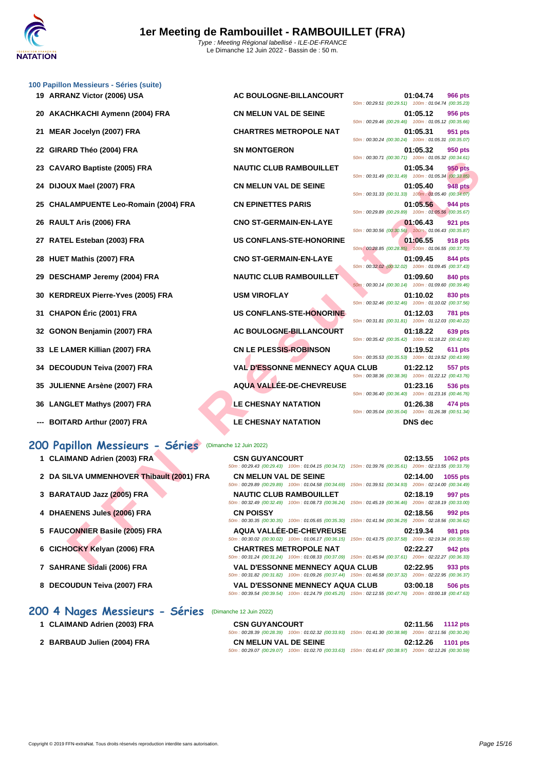# 1er Meeting de Rambouillet - RAMBOUILLET (FRA)

*Type : Meeting Régional labellisé - ILE-DE-FRANCE*
Le Dimanche 12 Juin 2022 - Bassin de : 50 m.

### 100 Papillon Messieurs - Séries (suite)

| Rang | Nom | Club | Temps | Points | Splits |
|---|---|---|---|---|---|
| 19 | ARRANZ Victor (2006) USA | AC BOULOGNE-BILLANCOURT | 01:04.74 | 966 pts | 50m : 00:29.51 (00:29.51) 100m : 01:04.74 (00:35.23) |
| 20 | AKACHKACHI Aymenn (2004) FRA | CN MELUN VAL DE SEINE | 01:05.12 | 956 pts | 50m : 00:29.46 (00:29.46) 100m : 01:05.12 (00:35.66) |
| 21 | MEAR Jocelyn (2007) FRA | CHARTRES METROPOLE NAT | 01:05.31 | 951 pts | 50m : 00:30.24 (00:30.24) 100m : 01:05.31 (00:35.07) |
| 22 | GIRARD Théo (2004) FRA | SN MONTGERON | 01:05.32 | 950 pts | 50m : 00:30.71 (00:30.71) 100m : 01:05.32 (00:34.61) |
| 23 | CAVARO Baptiste (2005) FRA | NAUTIC CLUB RAMBOUILLET | 01:05.34 | 950 pts | 50m : 00:31.49 (00:31.49) 100m : 01:05.34 (00:33.85) |
| 24 | DIJOUX Mael (2007) FRA | CN MELUN VAL DE SEINE | 01:05.40 | 948 pts | 50m : 00:31.33 (00:31.33) 100m : 01:05.40 (00:34.07) |
| 25 | CHALAMPUENTE Leo-Romain (2004) FRA | CN EPINETTES PARIS | 01:05.56 | 944 pts | 50m : 00:29.89 (00:29.89) 100m : 01:05.56 (00:35.67) |
| 26 | RAULT Aris (2006) FRA | CNO ST-GERMAIN-EN-LAYE | 01:06.43 | 921 pts | 50m : 00:30.56 (00:30.56) 100m : 01:06.43 (00:35.87) |
| 27 | RATEL Esteban (2003) FRA | US CONFLANS-STE-HONORINE | 01:06.55 | 918 pts | 50m : 00:28.85 (00:28.85) 100m : 01:06.55 (00:37.70) |
| 28 | HUET Mathis (2007) FRA | CNO ST-GERMAIN-EN-LAYE | 01:09.45 | 844 pts | 50m : 00:32.02 (00:32.02) 100m : 01:09.45 (00:37.43) |
| 29 | DESCHAMP Jeremy (2004) FRA | NAUTIC CLUB RAMBOUILLET | 01:09.60 | 840 pts | 50m : 00:30.14 (00:30.14) 100m : 01:09.60 (00:39.46) |
| 30 | KERDREUX Pierre-Yves (2005) FRA | USM VIROFLAY | 01:10.02 | 830 pts | 50m : 00:32.46 (00:32.46) 100m : 01:10.02 (00:37.56) |
| 31 | CHAPON Éric (2001) FRA | US CONFLANS-STE-HONORINE | 01:12.03 | 781 pts | 50m : 00:31.81 (00:31.81) 100m : 01:12.03 (00:40.22) |
| 32 | GONON Benjamin (2007) FRA | AC BOULOGNE-BILLANCOURT | 01:18.22 | 639 pts | 50m : 00:35.42 (00:35.42) 100m : 01:18.22 (00:42.80) |
| 33 | LE LAMER Killian (2007) FRA | CN LE PLESSIS-ROBINSON | 01:19.52 | 611 pts | 50m : 00:35.53 (00:35.53) 100m : 01:19.52 (00:43.99) |
| 34 | DECOUDUN Teiva (2007) FRA | VAL D'ESSONNE MENNECY AQUA CLUB | 01:22.12 | 557 pts | 50m : 00:38.36 (00:38.36) 100m : 01:22.12 (00:43.76) |
| 35 | JULIENNE Arsène (2007) FRA | AQUA VALLÉE-DE-CHEVREUSE | 01:23.16 | 536 pts | 50m : 00:36.40 (00:36.40) 100m : 01:23.16 (00:46.76) |
| 36 | LANGLET Mathys (2007) FRA | LE CHESNAY NATATION | 01:26.38 | 474 pts | 50m : 00:35.04 (00:35.04) 100m : 01:26.38 (00:51.34) |
| --- | BOITARD Arthur (2007) FRA | LE CHESNAY NATATION | DNS dec | | |

## 200 Papillon Messieurs - Séries (Dimanche 12 Juin 2022)

| Rang | Nom | Club | Temps | Points | Splits |
|---|---|---|---|---|---|
| 1 | CLAIMAND Adrien (2003) FRA | CSN GUYANCOURT | 02:13.55 | 1062 pts | 50m : 00:29.43 (00:29.43) 100m : 01:04.15 (00:34.72) 150m : 01:39.76 (00:35.61) 200m : 02:13.55 (00:33.79) |
| 2 | DA SILVA UMMENHOVER Thibault (2001) FRA | CN MELUN VAL DE SEINE | 02:14.00 | 1055 pts | 50m : 00:29.89 (00:29.89) 100m : 01:04.58 (00:34.69) 150m : 01:39.51 (00:34.93) 200m : 02:14.00 (00:34.49) |
| 3 | BARATAUD Jazz (2005) FRA | NAUTIC CLUB RAMBOUILLET | 02:18.19 | 997 pts | 50m : 00:32.49 (00:32.49) 100m : 01:08.73 (00:36.24) 150m : 01:45.19 (00:36.46) 200m : 02:18.19 (00:33.00) |
| 4 | DHAENENS Jules (2006) FRA | CN POISSY | 02:18.56 | 992 pts | 50m : 00:30.35 (00:30.35) 100m : 01:05.65 (00:35.30) 150m : 01:41.94 (00:36.29) 200m : 02:18.56 (00:36.62) |
| 5 | FAUCONNIER Basile (2005) FRA | AQUA VALLÉE-DE-CHEVREUSE | 02:19.34 | 981 pts | 50m : 00:30.02 (00:30.02) 100m : 01:06.17 (00:36.15) 150m : 01:43.75 (00:37.58) 200m : 02:19.34 (00:35.59) |
| 6 | CICHOCKY Kelyan (2006) FRA | CHARTRES METROPOLE NAT | 02:22.27 | 942 pts | 50m : 00:31.24 (00:31.24) 100m : 01:08.33 (00:37.09) 150m : 01:45.94 (00:37.61) 200m : 02:22.27 (00:36.33) |
| 7 | SAHRANE Sidali (2006) FRA | VAL D'ESSONNE MENNECY AQUA CLUB | 02:22.95 | 933 pts | 50m : 00:31.82 (00:31.82) 100m : 01:09.26 (00:37.44) 150m : 01:46.58 (00:37.32) 200m : 02:22.95 (00:36.37) |
| 8 | DECOUDUN Teiva (2007) FRA | VAL D'ESSONNE MENNECY AQUA CLUB | 03:00.18 | 506 pts | 50m : 00:39.54 (00:39.54) 100m : 01:24.79 (00:45.25) 150m : 02:12.55 (00:47.76) 200m : 03:00.18 (00:47.63) |

## 200 4 Nages Messieurs - Séries (Dimanche 12 Juin 2022)

| Rang | Nom | Club | Temps | Points | Splits |
|---|---|---|---|---|---|
| 1 | CLAIMAND Adrien (2003) FRA | CSN GUYANCOURT | 02:11.56 | 1112 pts | 50m : 00:28.39 (00:28.39) 100m : 01:02.32 (00:33.93) 150m : 01:41.30 (00:38.98) 200m : 02:11.56 (00:30.26) |
| 2 | BARBAUD Julien (2004) FRA | CN MELUN VAL DE SEINE | 02:12.26 | 1101 pts | 50m : 00:29.07 (00:29.07) 100m : 01:02.70 (00:33.63) 150m : 01:41.67 (00:38.97) 200m : 02:12.26 (00:30.59) |

Copyright © 2019 FFN-extraNat. Tous droits réservés reproduction interdite sans autorisation.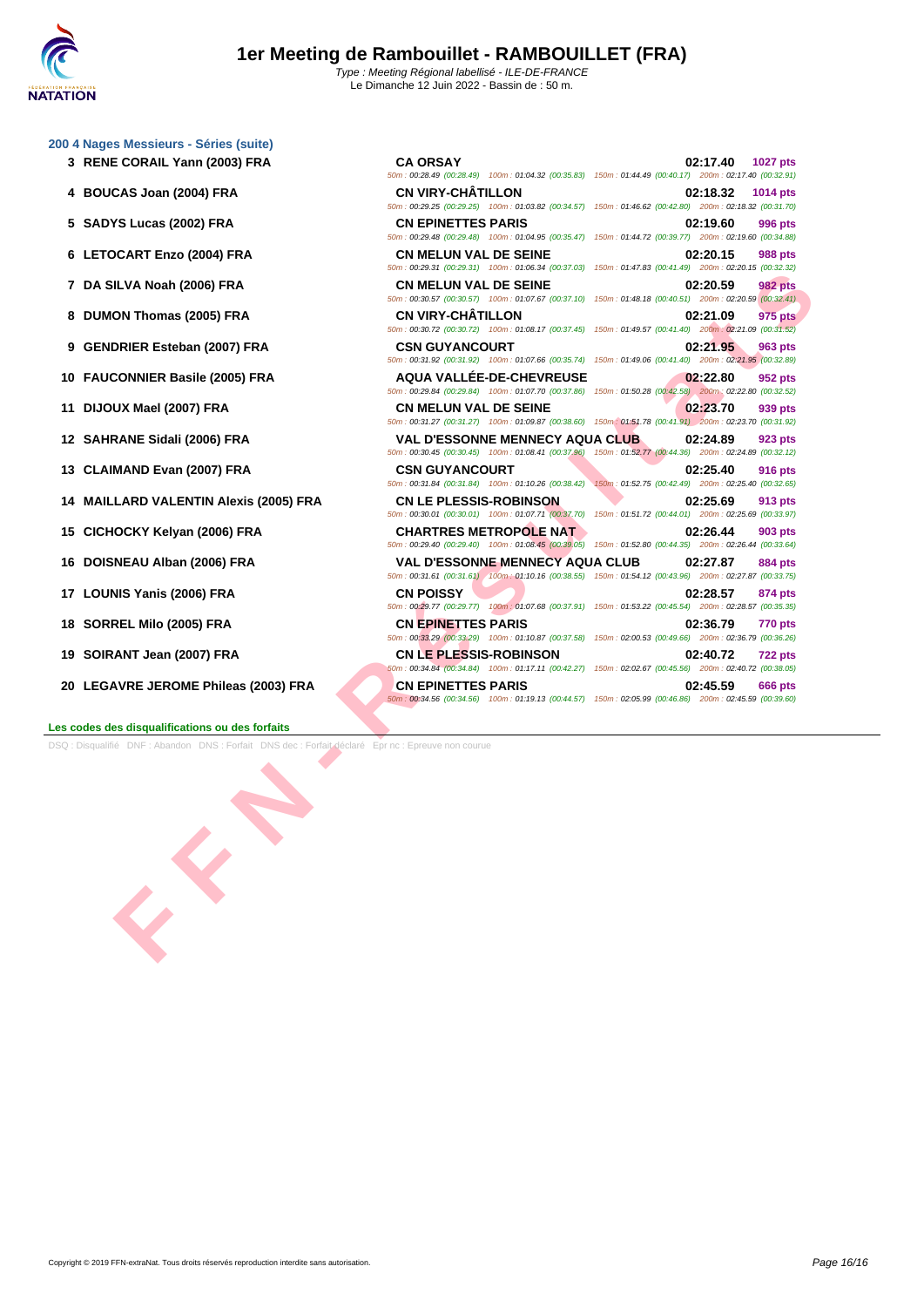# 1er Meeting de Rambouillet - RAMBOUILLET (FRA)

*Type : Meeting Régional labellisé - ILE-DE-FRANCE*
Le Dimanche 12 Juin 2022 - Bassin de : 50 m.

### 200 4 Nages Messieurs - Séries (suite)

| | | | | |
|---|---|---|---|---|
| 3 | RENE CORAIL Yann (2003) FRA | CA ORSAY | 02:17.40 | 1027 pts |
| | | 50m : 00:28.49 (00:28.49) 100m : 01:04.32 (00:35.83) 150m : 01:44.49 (00:40.17) 200m : 02:17.40 (00:32.91) | | |
| 4 | BOUCAS Joan (2004) FRA | CN VIRY-CHÂTILLON | 02:18.32 | 1014 pts |
| | | 50m : 00:29.25 (00:29.25) 100m : 01:03.82 (00:34.57) 150m : 01:46.62 (00:42.80) 200m : 02:18.32 (00:31.70) | | |
| 5 | SADYS Lucas (2002) FRA | CN EPINETTES PARIS | 02:19.60 | 996 pts |
| | | 50m : 00:29.48 (00:29.48) 100m : 01:04.95 (00:35.47) 150m : 01:44.72 (00:39.77) 200m : 02:19.60 (00:34.88) | | |
| 6 | LETOCART Enzo (2004) FRA | CN MELUN VAL DE SEINE | 02:20.15 | 988 pts |
| | | 50m : 00:29.31 (00:29.31) 100m : 01:06.34 (00:37.03) 150m : 01:47.83 (00:41.49) 200m : 02:20.15 (00:32.32) | | |
| 7 | DA SILVA Noah (2006) FRA | CN MELUN VAL DE SEINE | 02:20.59 | 982 pts |
| | | 50m : 00:30.57 (00:30.57) 100m : 01:07.67 (00:37.10) 150m : 01:48.18 (00:40.51) 200m : 02:20.59 (00:32.41) | | |
| 8 | DUMON Thomas (2005) FRA | CN VIRY-CHÂTILLON | 02:21.09 | 975 pts |
| | | 50m : 00:30.72 (00:30.72) 100m : 01:08.17 (00:37.45) 150m : 01:49.57 (00:41.40) 200m : 02:21.09 (00:31.52) | | |
| 9 | GENDRIER Esteban (2007) FRA | CSN GUYANCOURT | 02:21.95 | 963 pts |
| | | 50m : 00:31.92 (00:31.92) 100m : 01:07.66 (00:35.74) 150m : 01:49.06 (00:41.40) 200m : 02:21.95 (00:32.89) | | |
| 10 | FAUCONNIER Basile (2005) FRA | AQUA VALLÉE-DE-CHEVREUSE | 02:22.80 | 952 pts |
| | | 50m : 00:29.84 (00:29.84) 100m : 01:07.70 (00:37.86) 150m : 01:50.28 (00:42.58) 200m : 02:22.80 (00:32.52) | | |
| 11 | DIJOUX Mael (2007) FRA | CN MELUN VAL DE SEINE | 02:23.70 | 939 pts |
| | | 50m : 00:31.27 (00:31.27) 100m : 01:09.87 (00:38.60) 150m : 01:51.78 (00:41.91) 200m : 02:23.70 (00:31.92) | | |
| 12 | SAHRANE Sidali (2006) FRA | VAL D'ESSONNE MENNECY AQUA CLUB | 02:24.89 | 923 pts |
| | | 50m : 00:30.45 (00:30.45) 100m : 01:08.41 (00:37.96) 150m : 01:52.77 (00:44.36) 200m : 02:24.89 (00:32.12) | | |
| 13 | CLAIMAND Evan (2007) FRA | CSN GUYANCOURT | 02:25.40 | 916 pts |
| | | 50m : 00:31.84 (00:31.84) 100m : 01:10.26 (00:38.42) 150m : 01:52.75 (00:42.49) 200m : 02:25.40 (00:32.65) | | |
| 14 | MAILLARD VALENTIN Alexis (2005) FRA | CN LE PLESSIS-ROBINSON | 02:25.69 | 913 pts |
| | | 50m : 00:30.01 (00:30.01) 100m : 01:07.71 (00:37.70) 150m : 01:51.72 (00:44.01) 200m : 02:25.69 (00:33.97) | | |
| 15 | CICHOCKY Kelyan (2006) FRA | CHARTRES METROPOLE NAT | 02:26.44 | 903 pts |
| | | 50m : 00:29.40 (00:29.40) 100m : 01:08.45 (00:39.05) 150m : 01:52.80 (00:44.35) 200m : 02:26.44 (00:33.64) | | |
| 16 | DOISNEAU Alban (2006) FRA | VAL D'ESSONNE MENNECY AQUA CLUB | 02:27.87 | 884 pts |
| | | 50m : 00:31.61 (00:31.61) 100m : 01:10.16 (00:38.55) 150m : 01:54.12 (00:43.96) 200m : 02:27.87 (00:33.75) | | |
| 17 | LOUNIS Yanis (2006) FRA | CN POISSY | 02:28.57 | 874 pts |
| | | 50m : 00:29.77 (00:29.77) 100m : 01:07.68 (00:37.91) 150m : 01:53.22 (00:45.54) 200m : 02:28.57 (00:35.35) | | |
| 18 | SORREL Milo (2005) FRA | CN EPINETTES PARIS | 02:36.79 | 770 pts |
| | | 50m : 00:33.29 (00:33.29) 100m : 01:10.87 (00:37.58) 150m : 02:00.53 (00:49.66) 200m : 02:36.79 (00:36.26) | | |
| 19 | SOIRANT Jean (2007) FRA | CN LE PLESSIS-ROBINSON | 02:40.72 | 722 pts |
| | | 50m : 00:34.84 (00:34.84) 100m : 01:17.11 (00:42.27) 150m : 02:02.67 (00:45.56) 200m : 02:40.72 (00:38.05) | | |
| 20 | LEGAVRE JEROME Phileas (2003) FRA | CN EPINETTES PARIS | 02:45.59 | 666 pts |
| | | 50m : 00:34.56 (00:34.56) 100m : 01:19.13 (00:44.57) 150m : 02:05.99 (00:46.86) 200m : 02:45.59 (00:39.60) | | |

### Les codes des disqualifications ou des forfaits

DSQ : Disqualifié DNF : Abandon DNS : Forfait DNS dec : Forfait déclaré Epr nc : Epreuve non courue

Copyright © 2019 FFN-extraNat. Tous droits réservés reproduction interdite sans autorisation.